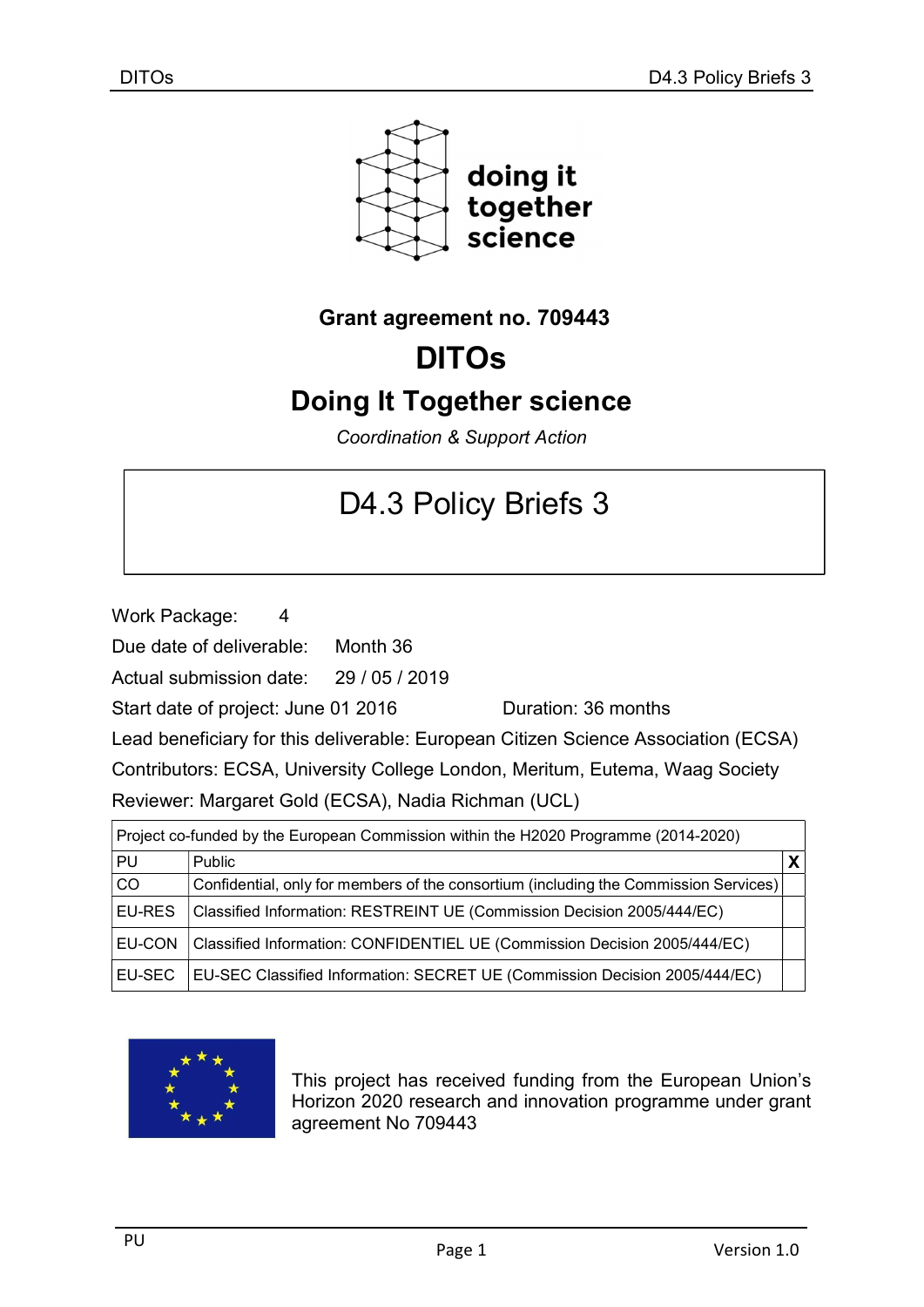doing it together science

**Grant agreement no. 709443**

# DITOs

# Doing It Together science

*Coordination & Support Action*

## D4.3 Policy Briefs 3

Work Package: 4

Due date of deliverable: Month 36

Actual submission date: 29 / 05 / 2019

Start date of project: June 01 2016 Duration: 36 months

Lead beneficiary for this deliverable: European Citizen Science Association (ECSA)

Contributors: ECSA, University College London, Meritum, Eutema, Waag Society

Reviewer: Margaret Gold (ECSA), Nadia Richman (UCL)

| Project co-funded by the European Commission within the H2020 Programme (2014-2020) | | |
|---|---|---|
| PU | Public | X |
| CO | Confidential, only for members of the consortium (including the Commission Services) | |
| EU-RES | Classified Information: RESTREINT UE (Commission Decision 2005/444/EC) | |
| EU-CON | Classified Information: CONFIDENTIEL UE (Commission Decision 2005/444/EC) | |
| EU-SEC | EU-SEC Classified Information: SECRET UE (Commission Decision 2005/444/EC) | |

This project has received funding from the European Union's Horizon 2020 research and innovation programme under grant agreement No 709443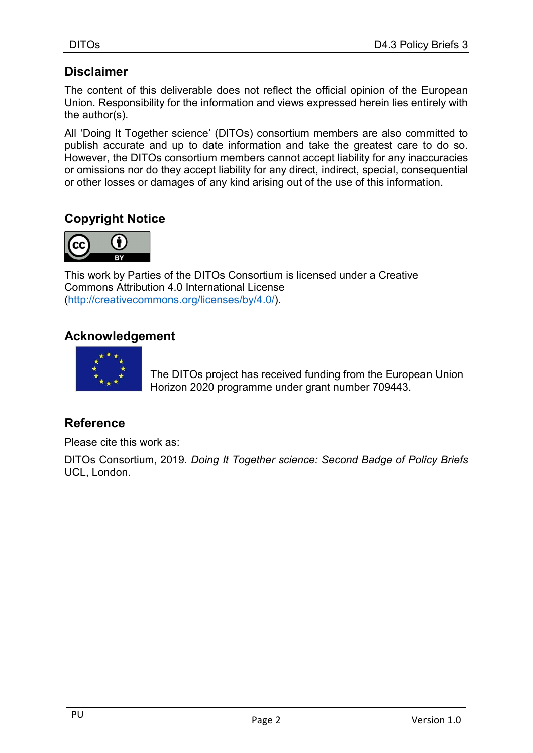## Disclaimer

The content of this deliverable does not reflect the official opinion of the European Union. Responsibility for the information and views expressed herein lies entirely with the author(s).

All 'Doing It Together science' (DITOs) consortium members are also committed to publish accurate and up to date information and take the greatest care to do so. However, the DITOs consortium members cannot accept liability for any inaccuracies or omissions nor do they accept liability for any direct, indirect, special, consequential or other losses or damages of any kind arising out of the use of this information.

## Copyright Notice

This work by Parties of the DITOs Consortium is licensed under a Creative Commons Attribution 4.0 International License (http://creativecommons.org/licenses/by/4.0/).

## Acknowledgement

The DITOs project has received funding from the European Union Horizon 2020 programme under grant number 709443.

## Reference

Please cite this work as:

DITOs Consortium, 2019. *Doing It Together science: Second Badge of Policy Briefs* UCL, London.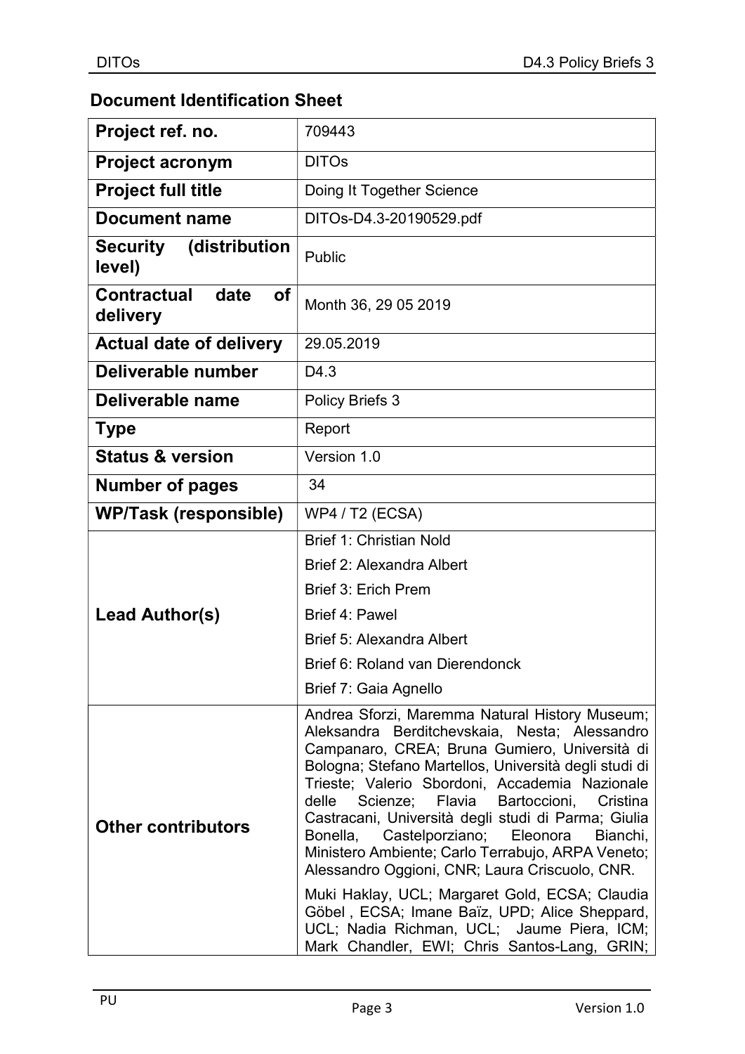## Document Identification Sheet

| | |
|---|---|
| **Project ref. no.** | 709443 |
| **Project acronym** | DITOs |
| **Project full title** | Doing It Together Science |
| **Document name** | DITOs-D4.3-20190529.pdf |
| **Security (distribution level)** | Public |
| **Contractual date of delivery** | Month 36, 29 05 2019 |
| **Actual date of delivery** | 29.05.2019 |
| **Deliverable number** | D4.3 |
| **Deliverable name** | Policy Briefs 3 |
| **Type** | Report |
| **Status & version** | Version 1.0 |
| **Number of pages** | 34 |
| **WP/Task (responsible)** | WP4 / T2 (ECSA) |
| **Lead Author(s)** | Brief 1: Christian Nold<br>Brief 2: Alexandra Albert<br>Brief 3: Erich Prem<br>Brief 4: Pawel<br>Brief 5: Alexandra Albert<br>Brief 6: Roland van Dierendonck<br>Brief 7: Gaia Agnello |
| **Other contributors** | Andrea Sforzi, Maremma Natural History Museum; Aleksandra Berditchevskaia, Nesta; Alessandro Campanaro, CREA; Bruna Gumiero, Università di Bologna; Stefano Martellos, Università degli studi di Trieste; Valerio Sbordoni, Accademia Nazionale delle Scienze; Flavia Bartoccioni, Cristina Castracani, Università degli studi di Parma; Giulia Bonella, Castelporziano; Eleonora Bianchi, Ministero Ambiente; Carlo Terrabujo, ARPA Veneto; Alessandro Oggioni, CNR; Laura Criscuolo, CNR.<br>Muki Haklay, UCL; Margaret Gold, ECSA; Claudia Göbel , ECSA; Imane Baïz, UPD; Alice Sheppard, UCL; Nadia Richman, UCL; Jaume Piera, ICM; Mark Chandler, EWI; Chris Santos-Lang, GRIN; |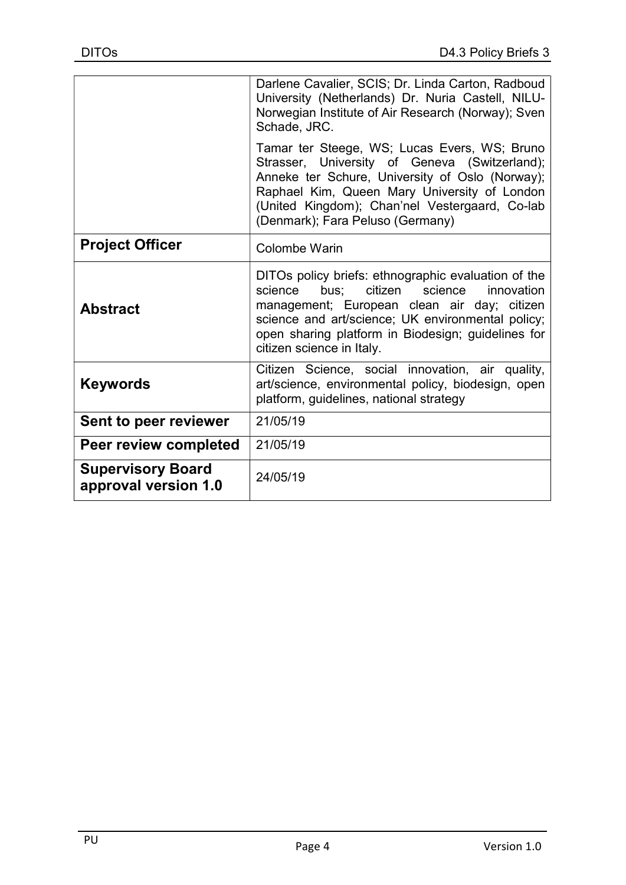| | |
|---|---|
| | Darlene Cavalier, SCIS; Dr. Linda Carton, Radboud University (Netherlands) Dr. Nuria Castell, NILU-Norwegian Institute of Air Research (Norway); Sven Schade, JRC.<br><br>Tamar ter Steege, WS; Lucas Evers, WS; Bruno Strasser, University of Geneva (Switzerland); Anneke ter Schure, University of Oslo (Norway); Raphael Kim, Queen Mary University of London (United Kingdom); Chan'nel Vestergaard, Co-lab (Denmark); Fara Peluso (Germany) |
| **Project Officer** | Colombe Warin |
| **Abstract** | DITOs policy briefs: ethnographic evaluation of the science bus; citizen science innovation management; European clean air day; citizen science and art/science; UK environmental policy; open sharing platform in Biodesign; guidelines for citizen science in Italy. |
| **Keywords** | Citizen Science, social innovation, air quality, art/science, environmental policy, biodesign, open platform, guidelines, national strategy |
| **Sent to peer reviewer** | 21/05/19 |
| **Peer review completed** | 21/05/19 |
| **Supervisory Board approval version 1.0** | 24/05/19 |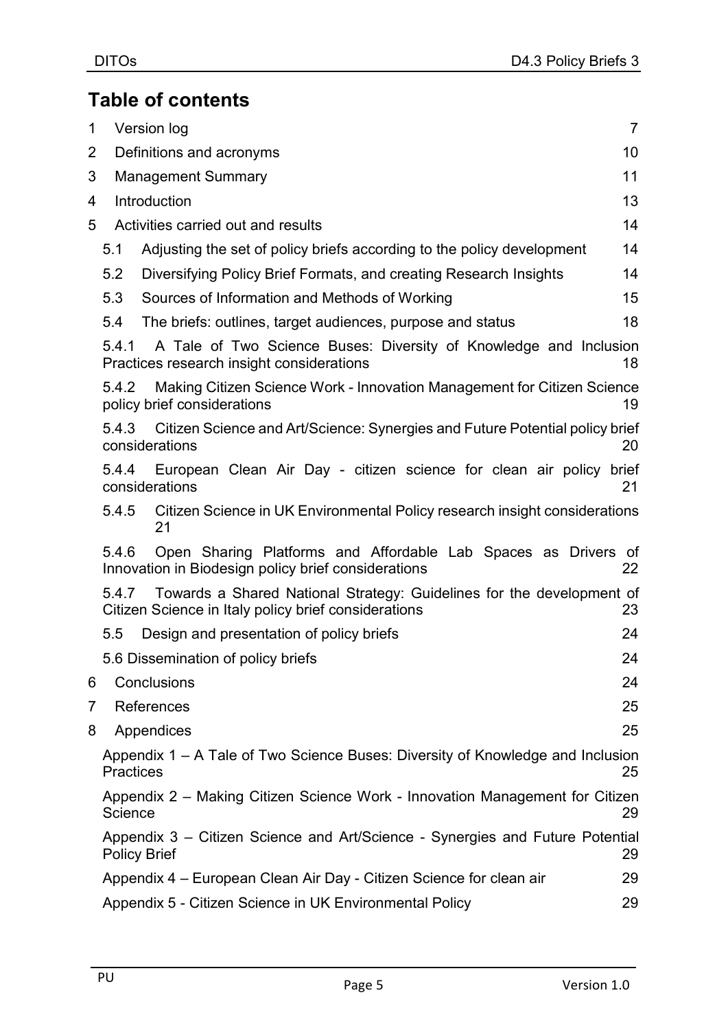## Table of contents

1 Version log 7

2 Definitions and acronyms 10

3 Management Summary 11

4 Introduction 13

5 Activities carried out and results 14

- 5.1 Adjusting the set of policy briefs according to the policy development 14
- 5.2 Diversifying Policy Brief Formats, and creating Research Insights 14
- 5.3 Sources of Information and Methods of Working 15
- 5.4 The briefs: outlines, target audiences, purpose and status 18
  - 5.4.1 A Tale of Two Science Buses: Diversity of Knowledge and Inclusion Practices research insight considerations 18
  - 5.4.2 Making Citizen Science Work - Innovation Management for Citizen Science policy brief considerations 19
  - 5.4.3 Citizen Science and Art/Science: Synergies and Future Potential policy brief considerations 20
  - 5.4.4 European Clean Air Day - citizen science for clean air policy brief considerations 21
  - 5.4.5 Citizen Science in UK Environmental Policy research insight considerations 21
  - 5.4.6 Open Sharing Platforms and Affordable Lab Spaces as Drivers of Innovation in Biodesign policy brief considerations 22
  - 5.4.7 Towards a Shared National Strategy: Guidelines for the development of Citizen Science in Italy policy brief considerations 23
- 5.5 Design and presentation of policy briefs 24
- 5.6 Dissemination of policy briefs 24

6 Conclusions 24

7 References 25

8 Appendices 25

- Appendix 1 – A Tale of Two Science Buses: Diversity of Knowledge and Inclusion Practices 25
- Appendix 2 – Making Citizen Science Work - Innovation Management for Citizen Science 29
- Appendix 3 – Citizen Science and Art/Science - Synergies and Future Potential Policy Brief 29
- Appendix 4 – European Clean Air Day - Citizen Science for clean air 29
- Appendix 5 - Citizen Science in UK Environmental Policy 29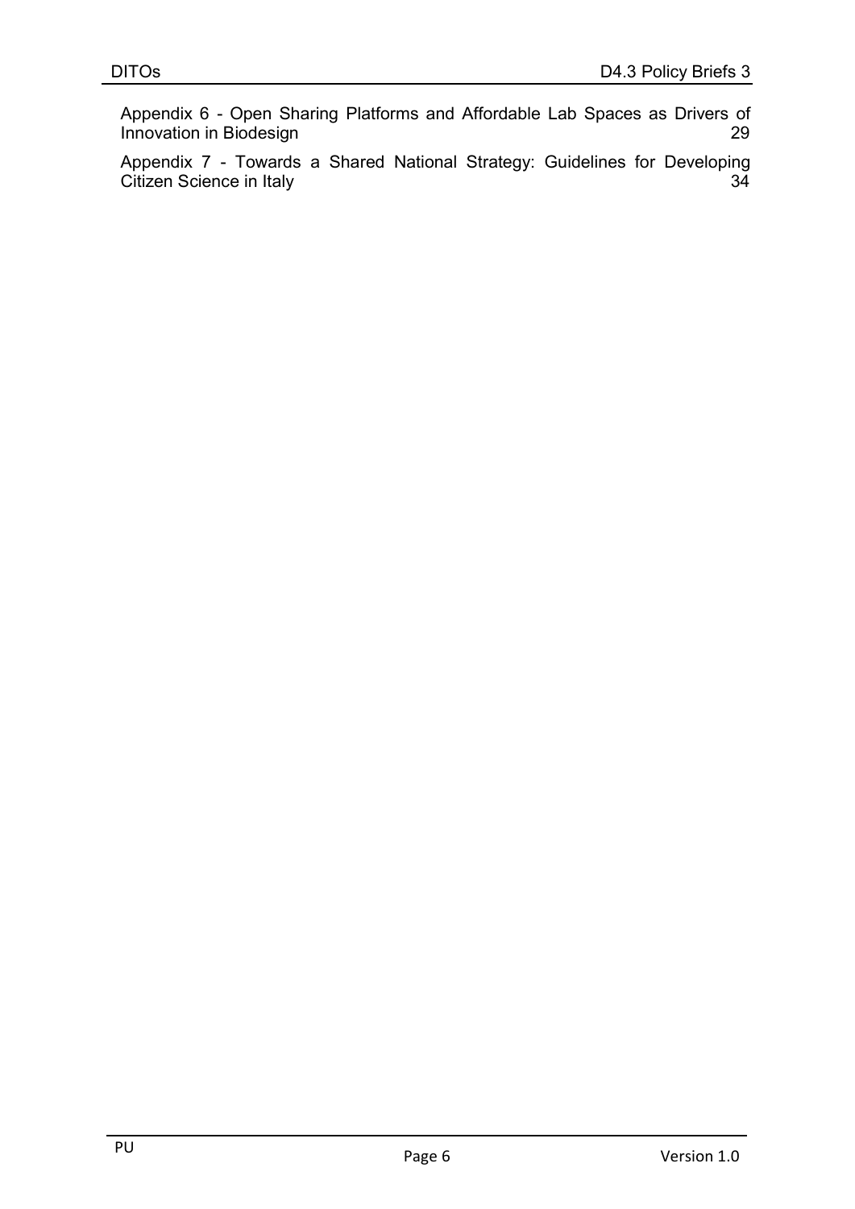Appendix 6 - Open Sharing Platforms and Affordable Lab Spaces as Drivers of Innovation in Biodesign 29

Appendix 7 - Towards a Shared National Strategy: Guidelines for Developing Citizen Science in Italy 34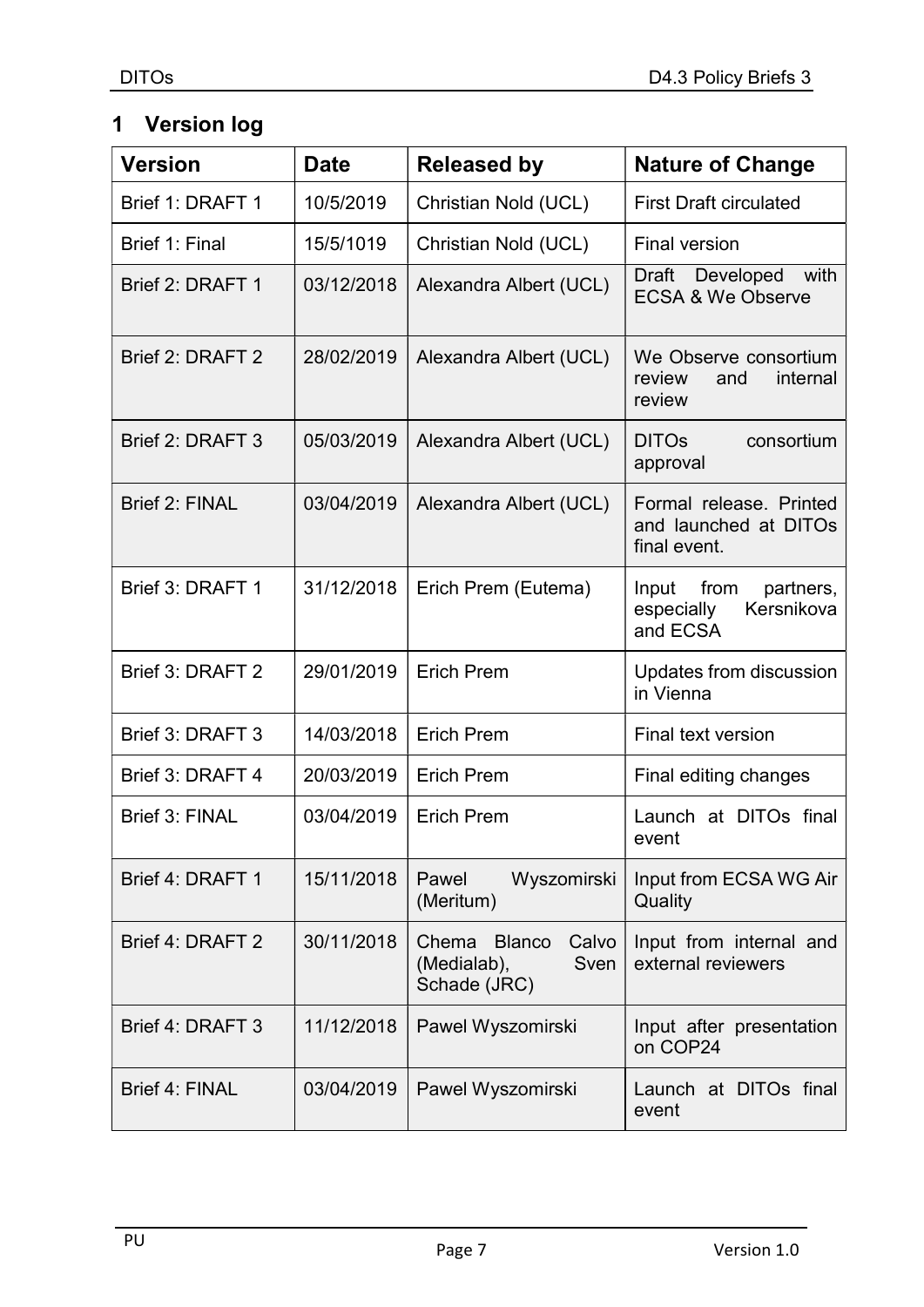# 1 Version log

| Version | Date | Released by | Nature of Change |
|---|---|---|---|
| Brief 1: DRAFT 1 | 10/5/2019 | Christian Nold (UCL) | First Draft circulated |
| Brief 1: Final | 15/5/1019 | Christian Nold (UCL) | Final version |
| Brief 2: DRAFT 1 | 03/12/2018 | Alexandra Albert (UCL) | Draft Developed with ECSA & We Observe |
| Brief 2: DRAFT 2 | 28/02/2019 | Alexandra Albert (UCL) | We Observe consortium review and internal review |
| Brief 2: DRAFT 3 | 05/03/2019 | Alexandra Albert (UCL) | DITOs consortium approval |
| Brief 2: FINAL | 03/04/2019 | Alexandra Albert (UCL) | Formal release. Printed and launched at DITOs final event. |
| Brief 3: DRAFT 1 | 31/12/2018 | Erich Prem (Eutema) | Input from partners, especially Kersnikova and ECSA |
| Brief 3: DRAFT 2 | 29/01/2019 | Erich Prem | Updates from discussion in Vienna |
| Brief 3: DRAFT 3 | 14/03/2018 | Erich Prem | Final text version |
| Brief 3: DRAFT 4 | 20/03/2019 | Erich Prem | Final editing changes |
| Brief 3: FINAL | 03/04/2019 | Erich Prem | Launch at DITOs final event |
| Brief 4: DRAFT 1 | 15/11/2018 | Pawel Wyszomirski (Meritum) | Input from ECSA WG Air Quality |
| Brief 4: DRAFT 2 | 30/11/2018 | Chema Blanco Calvo (Medialab), Sven Schade (JRC) | Input from internal and external reviewers |
| Brief 4: DRAFT 3 | 11/12/2018 | Pawel Wyszomirski | Input after presentation on COP24 |
| Brief 4: FINAL | 03/04/2019 | Pawel Wyszomirski | Launch at DITOs final event |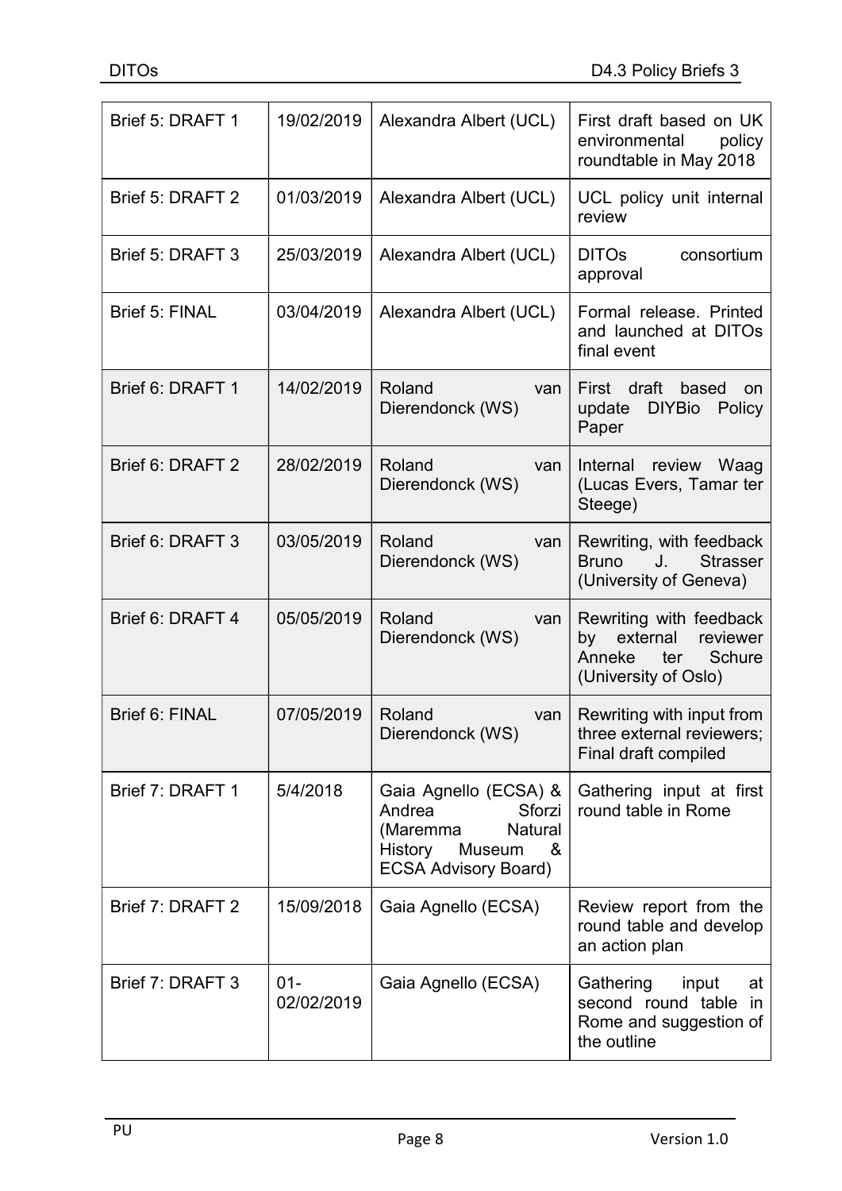| | | | |
|---|---|---|---|
| Brief 5: DRAFT 1 | 19/02/2019 | Alexandra Albert (UCL) | First draft based on UK environmental policy roundtable in May 2018 |
| Brief 5: DRAFT 2 | 01/03/2019 | Alexandra Albert (UCL) | UCL policy unit internal review |
| Brief 5: DRAFT 3 | 25/03/2019 | Alexandra Albert (UCL) | DITOs consortium approval |
| Brief 5: FINAL | 03/04/2019 | Alexandra Albert (UCL) | Formal release. Printed and launched at DITOs final event |
| Brief 6: DRAFT 1 | 14/02/2019 | Roland van Dierendonck (WS) | First draft based on update DIYBio Policy Paper |
| Brief 6: DRAFT 2 | 28/02/2019 | Roland van Dierendonck (WS) | Internal review Waag (Lucas Evers, Tamar ter Steege) |
| Brief 6: DRAFT 3 | 03/05/2019 | Roland van Dierendonck (WS) | Rewriting, with feedback Bruno J. Strasser (University of Geneva) |
| Brief 6: DRAFT 4 | 05/05/2019 | Roland van Dierendonck (WS) | Rewriting with feedback by external reviewer Anneke ter Schure (University of Oslo) |
| Brief 6: FINAL | 07/05/2019 | Roland van Dierendonck (WS) | Rewriting with input from three external reviewers; Final draft compiled |
| Brief 7: DRAFT 1 | 5/4/2018 | Gaia Agnello (ECSA) & Andrea Sforzi (Maremma Natural History Museum & ECSA Advisory Board) | Gathering input at first round table in Rome |
| Brief 7: DRAFT 2 | 15/09/2018 | Gaia Agnello (ECSA) | Review report from the round table and develop an action plan |
| Brief 7: DRAFT 3 | 01-02/02/2019 | Gaia Agnello (ECSA) | Gathering input at second round table in Rome and suggestion of the outline |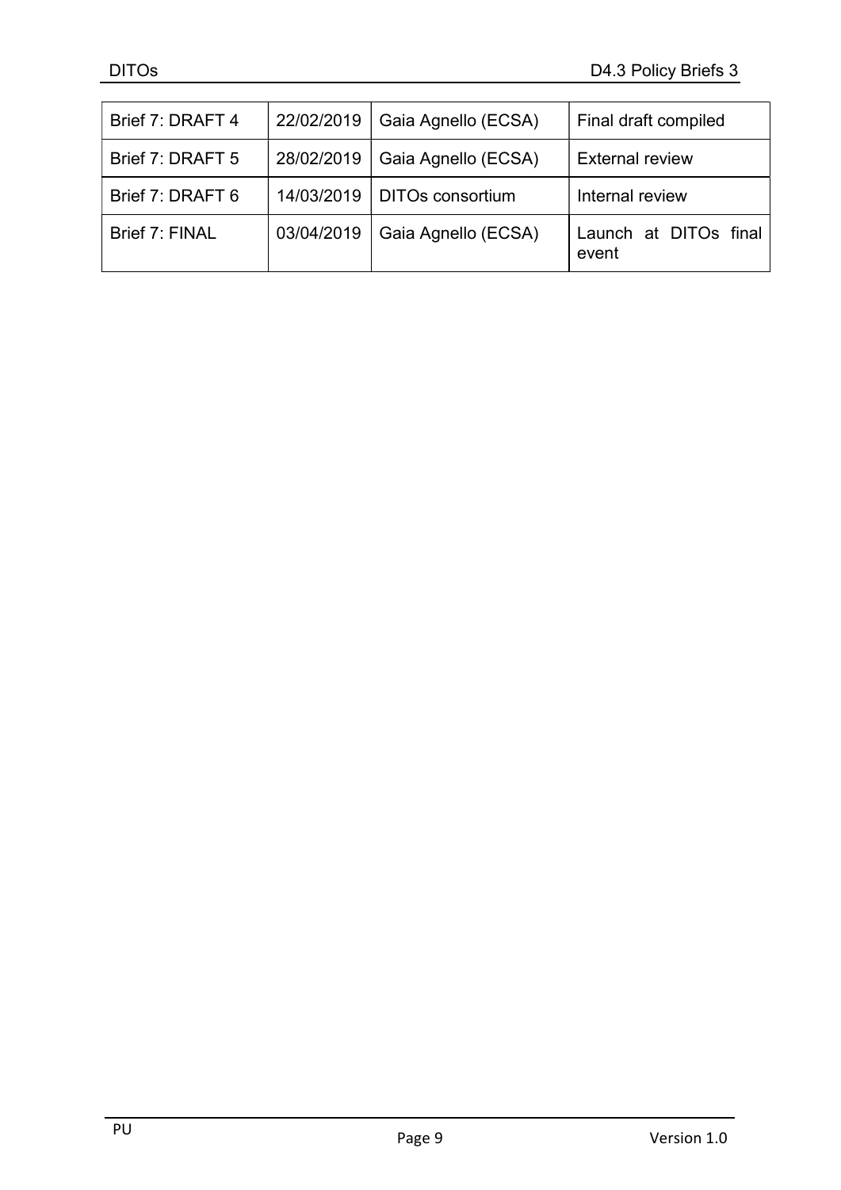| Brief 7: DRAFT 4 | 22/02/2019 | Gaia Agnello (ECSA) | Final draft compiled |
|---|---|---|---|
| Brief 7: DRAFT 5 | 28/02/2019 | Gaia Agnello (ECSA) | External review |
| Brief 7: DRAFT 6 | 14/03/2019 | DITOs consortium | Internal review |
| Brief 7: FINAL | 03/04/2019 | Gaia Agnello (ECSA) | Launch at DITOs final event |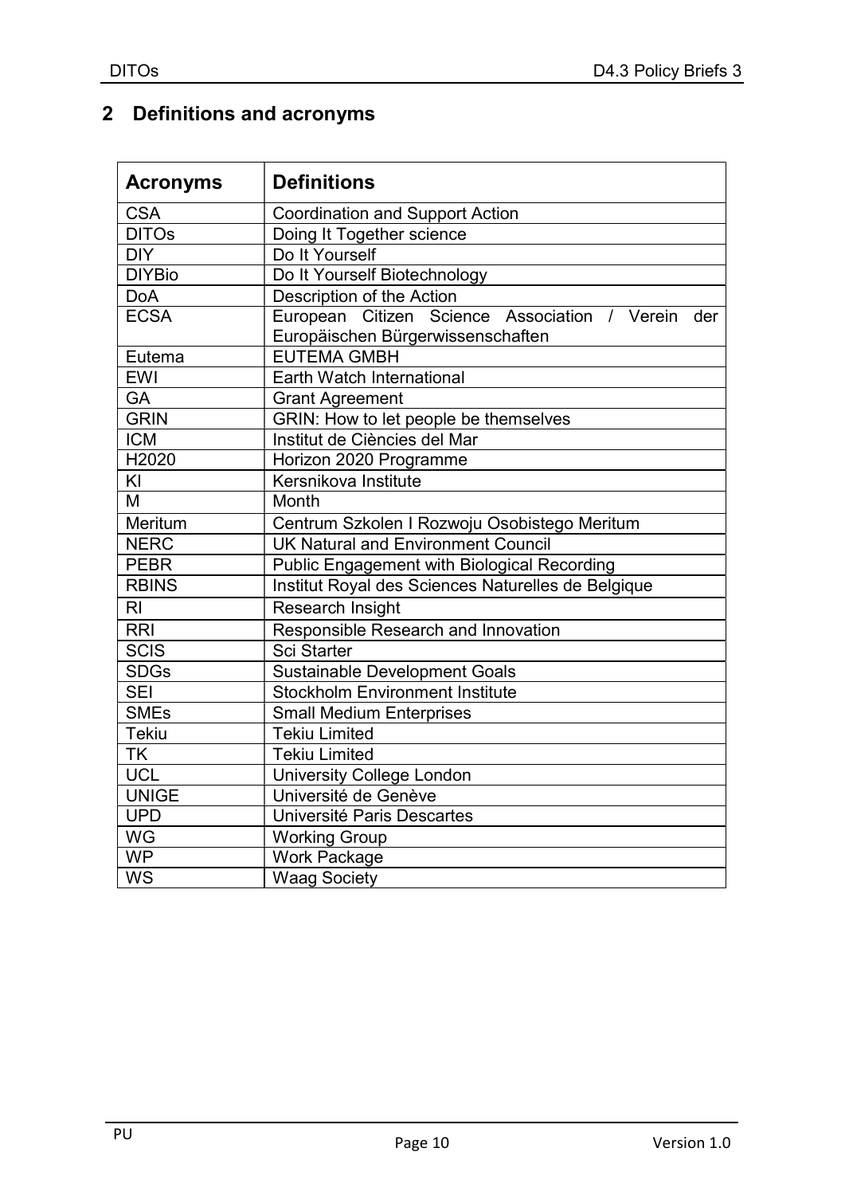## 2 Definitions and acronyms

| Acronyms | Definitions |
|---|---|
| CSA | Coordination and Support Action |
| DITOs | Doing It Together science |
| DIY | Do It Yourself |
| DIYBio | Do It Yourself Biotechnology |
| DoA | Description of the Action |
| ECSA | European Citizen Science Association / Verein der Europäischen Bürgerwissenschaften |
| Eutema | EUTEMA GMBH |
| EWI | Earth Watch International |
| GA | Grant Agreement |
| GRIN | GRIN: How to let people be themselves |
| ICM | Institut de Ciències del Mar |
| H2020 | Horizon 2020 Programme |
| KI | Kersnikova Institute |
| M | Month |
| Meritum | Centrum Szkolen I Rozwoju Osobistego Meritum |
| NERC | UK Natural and Environment Council |
| PEBR | Public Engagement with Biological Recording |
| RBINS | Institut Royal des Sciences Naturelles de Belgique |
| RI | Research Insight |
| RRI | Responsible Research and Innovation |
| SCIS | Sci Starter |
| SDGs | Sustainable Development Goals |
| SEI | Stockholm Environment Institute |
| SMEs | Small Medium Enterprises |
| Tekiu | Tekiu Limited |
| TK | Tekiu Limited |
| UCL | University College London |
| UNIGE | Université de Genève |
| UPD | Université Paris Descartes |
| WG | Working Group |
| WP | Work Package |
| WS | Waag Society |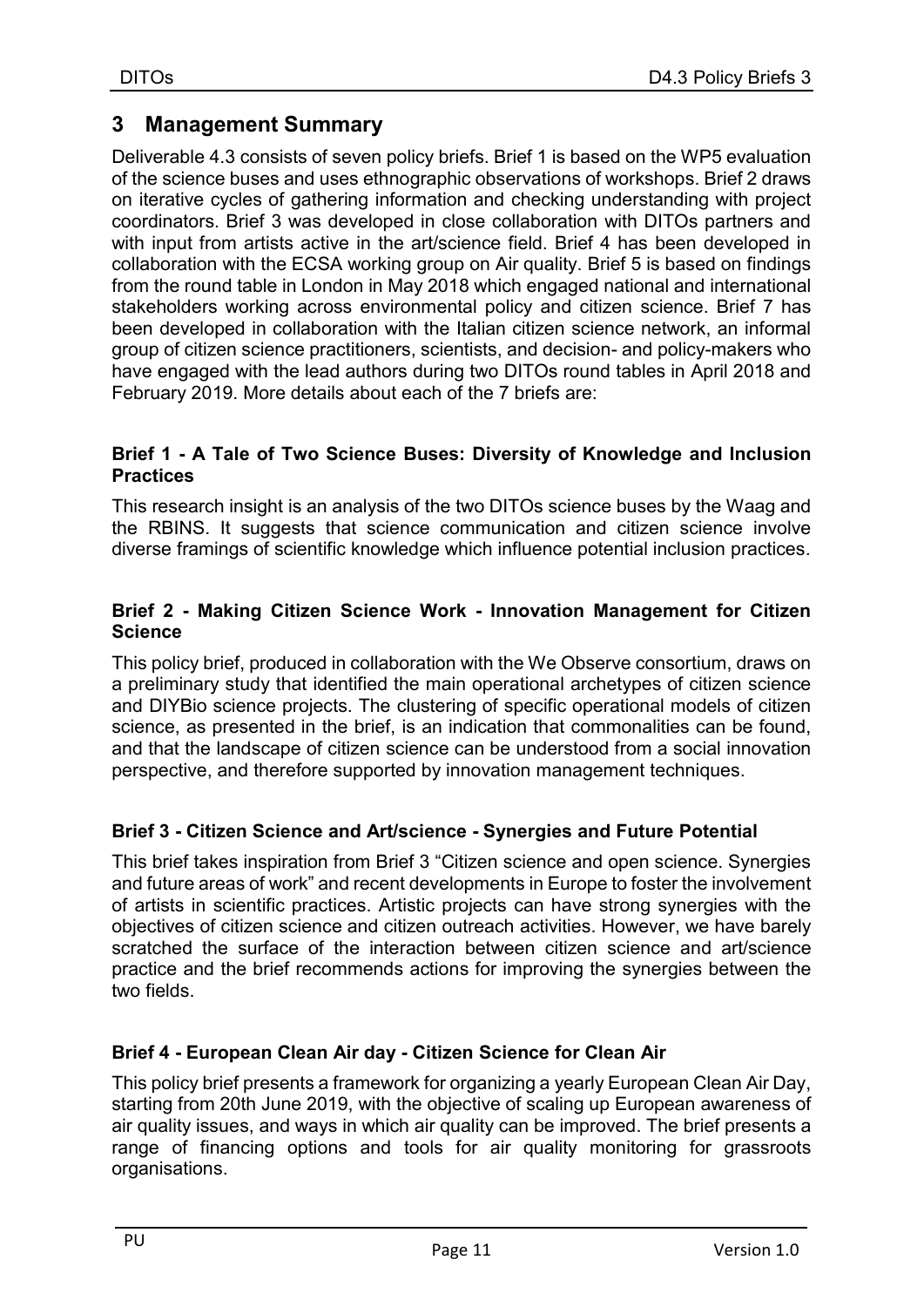## 3 Management Summary

Deliverable 4.3 consists of seven policy briefs. Brief 1 is based on the WP5 evaluation of the science buses and uses ethnographic observations of workshops. Brief 2 draws on iterative cycles of gathering information and checking understanding with project coordinators. Brief 3 was developed in close collaboration with DITOs partners and with input from artists active in the art/science field. Brief 4 has been developed in collaboration with the ECSA working group on Air quality. Brief 5 is based on findings from the round table in London in May 2018 which engaged national and international stakeholders working across environmental policy and citizen science. Brief 7 has been developed in collaboration with the Italian citizen science network, an informal group of citizen science practitioners, scientists, and decision- and policy-makers who have engaged with the lead authors during two DITOs round tables in April 2018 and February 2019. More details about each of the 7 briefs are:

**Brief 1 - A Tale of Two Science Buses: Diversity of Knowledge and Inclusion Practices**

This research insight is an analysis of the two DITOs science buses by the Waag and the RBINS. It suggests that science communication and citizen science involve diverse framings of scientific knowledge which influence potential inclusion practices.

**Brief 2 - Making Citizen Science Work - Innovation Management for Citizen Science**

This policy brief, produced in collaboration with the We Observe consortium, draws on a preliminary study that identified the main operational archetypes of citizen science and DIYBio science projects. The clustering of specific operational models of citizen science, as presented in the brief, is an indication that commonalities can be found, and that the landscape of citizen science can be understood from a social innovation perspective, and therefore supported by innovation management techniques.

**Brief 3 - Citizen Science and Art/science - Synergies and Future Potential**

This brief takes inspiration from Brief 3 "Citizen science and open science. Synergies and future areas of work" and recent developments in Europe to foster the involvement of artists in scientific practices. Artistic projects can have strong synergies with the objectives of citizen science and citizen outreach activities. However, we have barely scratched the surface of the interaction between citizen science and art/science practice and the brief recommends actions for improving the synergies between the two fields.

**Brief 4 - European Clean Air day - Citizen Science for Clean Air**

This policy brief presents a framework for organizing a yearly European Clean Air Day, starting from 20th June 2019, with the objective of scaling up European awareness of air quality issues, and ways in which air quality can be improved. The brief presents a range of financing options and tools for air quality monitoring for grassroots organisations.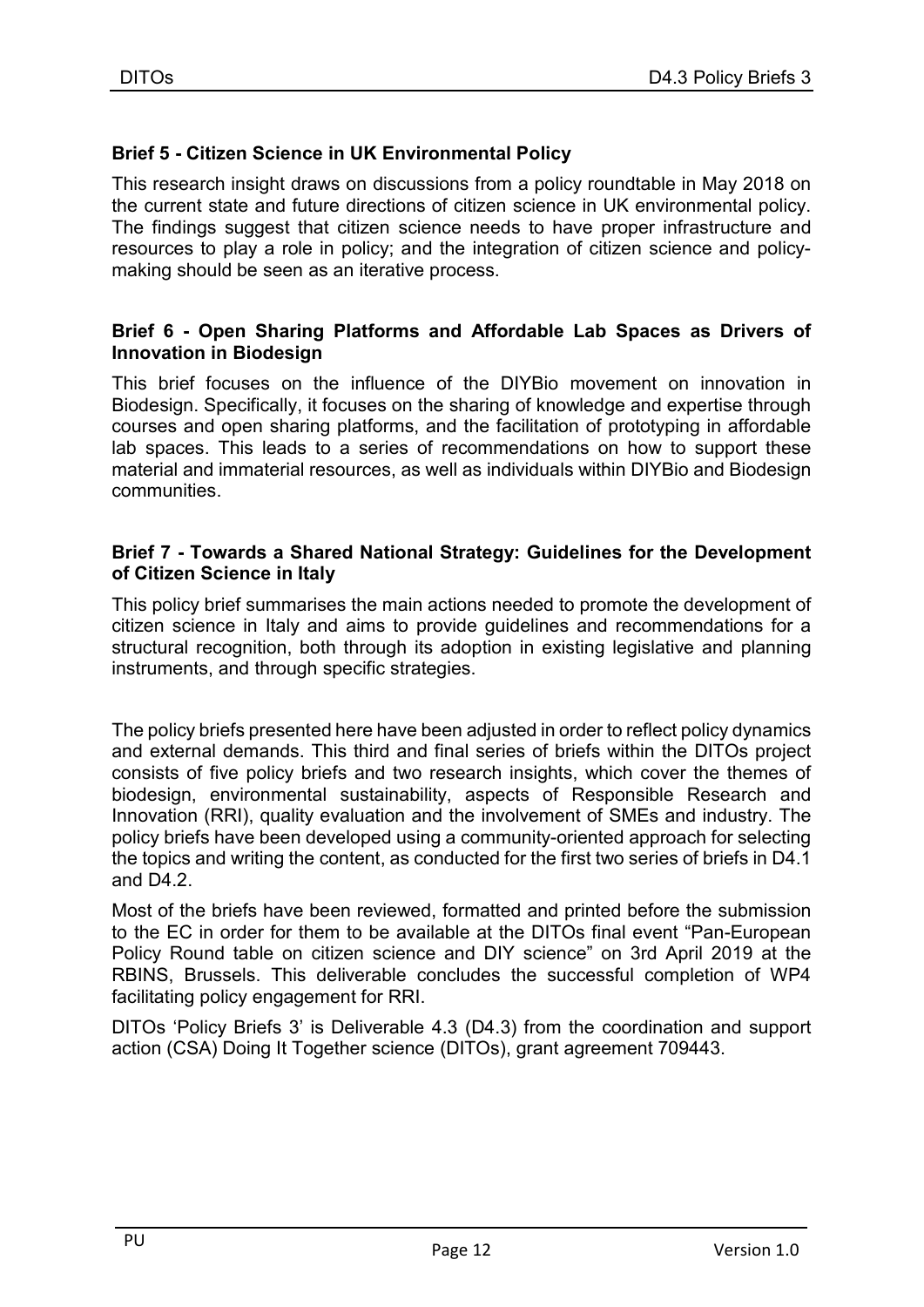**Brief 5 - Citizen Science in UK Environmental Policy**

This research insight draws on discussions from a policy roundtable in May 2018 on the current state and future directions of citizen science in UK environmental policy. The findings suggest that citizen science needs to have proper infrastructure and resources to play a role in policy; and the integration of citizen science and policy-making should be seen as an iterative process.

**Brief 6 - Open Sharing Platforms and Affordable Lab Spaces as Drivers of Innovation in Biodesign**

This brief focuses on the influence of the DIYBio movement on innovation in Biodesign. Specifically, it focuses on the sharing of knowledge and expertise through courses and open sharing platforms, and the facilitation of prototyping in affordable lab spaces. This leads to a series of recommendations on how to support these material and immaterial resources, as well as individuals within DIYBio and Biodesign communities.

**Brief 7 - Towards a Shared National Strategy: Guidelines for the Development of Citizen Science in Italy**

This policy brief summarises the main actions needed to promote the development of citizen science in Italy and aims to provide guidelines and recommendations for a structural recognition, both through its adoption in existing legislative and planning instruments, and through specific strategies.

The policy briefs presented here have been adjusted in order to reflect policy dynamics and external demands. This third and final series of briefs within the DITOs project consists of five policy briefs and two research insights, which cover the themes of biodesign, environmental sustainability, aspects of Responsible Research and Innovation (RRI), quality evaluation and the involvement of SMEs and industry. The policy briefs have been developed using a community-oriented approach for selecting the topics and writing the content, as conducted for the first two series of briefs in D4.1 and D4.2.

Most of the briefs have been reviewed, formatted and printed before the submission to the EC in order for them to be available at the DITOs final event "Pan-European Policy Round table on citizen science and DIY science" on 3rd April 2019 at the RBINS, Brussels. This deliverable concludes the successful completion of WP4 facilitating policy engagement for RRI.

DITOs 'Policy Briefs 3' is Deliverable 4.3 (D4.3) from the coordination and support action (CSA) Doing It Together science (DITOs), grant agreement 709443.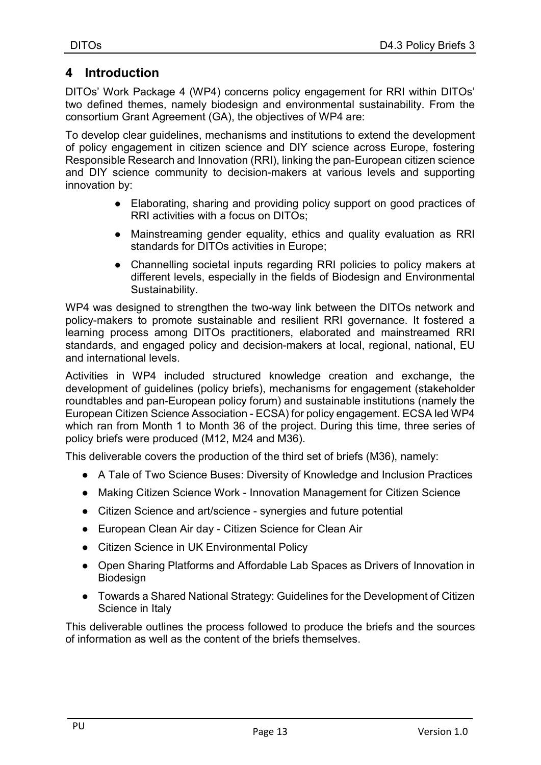# 4 Introduction

DITOs' Work Package 4 (WP4) concerns policy engagement for RRI within DITOs' two defined themes, namely biodesign and environmental sustainability. From the consortium Grant Agreement (GA), the objectives of WP4 are:

To develop clear guidelines, mechanisms and institutions to extend the development of policy engagement in citizen science and DIY science across Europe, fostering Responsible Research and Innovation (RRI), linking the pan-European citizen science and DIY science community to decision-makers at various levels and supporting innovation by:

- Elaborating, sharing and providing policy support on good practices of RRI activities with a focus on DITOs;
- Mainstreaming gender equality, ethics and quality evaluation as RRI standards for DITOs activities in Europe;
- Channelling societal inputs regarding RRI policies to policy makers at different levels, especially in the fields of Biodesign and Environmental Sustainability.

WP4 was designed to strengthen the two-way link between the DITOs network and policy-makers to promote sustainable and resilient RRI governance. It fostered a learning process among DITOs practitioners, elaborated and mainstreamed RRI standards, and engaged policy and decision-makers at local, regional, national, EU and international levels.

Activities in WP4 included structured knowledge creation and exchange, the development of guidelines (policy briefs), mechanisms for engagement (stakeholder roundtables and pan-European policy forum) and sustainable institutions (namely the European Citizen Science Association - ECSA) for policy engagement. ECSA led WP4 which ran from Month 1 to Month 36 of the project. During this time, three series of policy briefs were produced (M12, M24 and M36).

This deliverable covers the production of the third set of briefs (M36), namely:

- A Tale of Two Science Buses: Diversity of Knowledge and Inclusion Practices
- Making Citizen Science Work - Innovation Management for Citizen Science
- Citizen Science and art/science - synergies and future potential
- European Clean Air day - Citizen Science for Clean Air
- Citizen Science in UK Environmental Policy
- Open Sharing Platforms and Affordable Lab Spaces as Drivers of Innovation in Biodesign
- Towards a Shared National Strategy: Guidelines for the Development of Citizen Science in Italy

This deliverable outlines the process followed to produce the briefs and the sources of information as well as the content of the briefs themselves.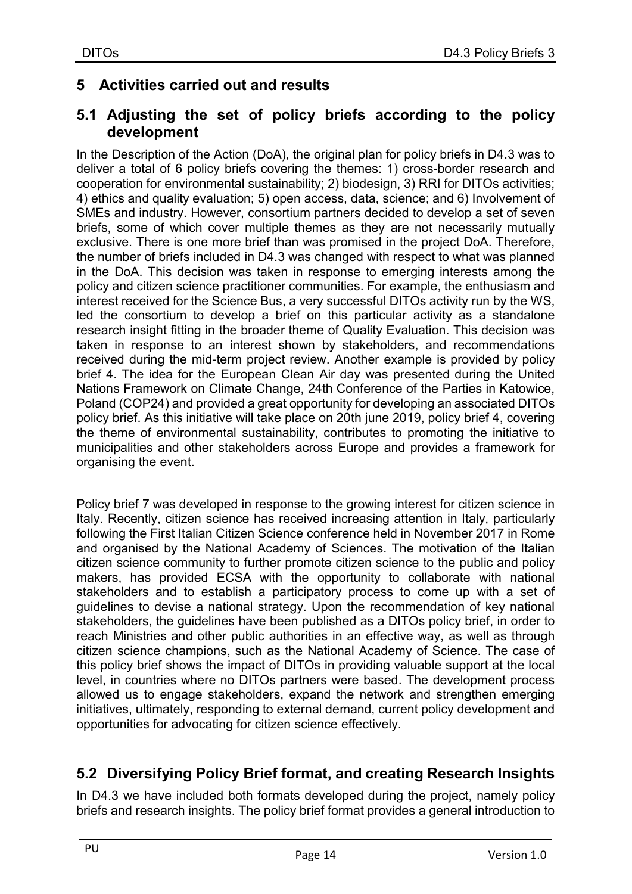# 5 Activities carried out and results

## 5.1 Adjusting the set of policy briefs according to the policy development

In the Description of the Action (DoA), the original plan for policy briefs in D4.3 was to deliver a total of 6 policy briefs covering the themes: 1) cross-border research and cooperation for environmental sustainability; 2) biodesign, 3) RRI for DITOs activities; 4) ethics and quality evaluation; 5) open access, data, science; and 6) Involvement of SMEs and industry. However, consortium partners decided to develop a set of seven briefs, some of which cover multiple themes as they are not necessarily mutually exclusive. There is one more brief than was promised in the project DoA. Therefore, the number of briefs included in D4.3 was changed with respect to what was planned in the DoA. This decision was taken in response to emerging interests among the policy and citizen science practitioner communities. For example, the enthusiasm and interest received for the Science Bus, a very successful DITOs activity run by the WS, led the consortium to develop a brief on this particular activity as a standalone research insight fitting in the broader theme of Quality Evaluation. This decision was taken in response to an interest shown by stakeholders, and recommendations received during the mid-term project review. Another example is provided by policy brief 4. The idea for the European Clean Air day was presented during the United Nations Framework on Climate Change, 24th Conference of the Parties in Katowice, Poland (COP24) and provided a great opportunity for developing an associated DITOs policy brief. As this initiative will take place on 20th june 2019, policy brief 4, covering the theme of environmental sustainability, contributes to promoting the initiative to municipalities and other stakeholders across Europe and provides a framework for organising the event.

Policy brief 7 was developed in response to the growing interest for citizen science in Italy. Recently, citizen science has received increasing attention in Italy, particularly following the First Italian Citizen Science conference held in November 2017 in Rome and organised by the National Academy of Sciences. The motivation of the Italian citizen science community to further promote citizen science to the public and policy makers, has provided ECSA with the opportunity to collaborate with national stakeholders and to establish a participatory process to come up with a set of guidelines to devise a national strategy. Upon the recommendation of key national stakeholders, the guidelines have been published as a DITOs policy brief, in order to reach Ministries and other public authorities in an effective way, as well as through citizen science champions, such as the National Academy of Science. The case of this policy brief shows the impact of DITOs in providing valuable support at the local level, in countries where no DITOs partners were based. The development process allowed us to engage stakeholders, expand the network and strengthen emerging initiatives, ultimately, responding to external demand, current policy development and opportunities for advocating for citizen science effectively.

## 5.2 Diversifying Policy Brief format, and creating Research Insights

In D4.3 we have included both formats developed during the project, namely policy briefs and research insights. The policy brief format provides a general introduction to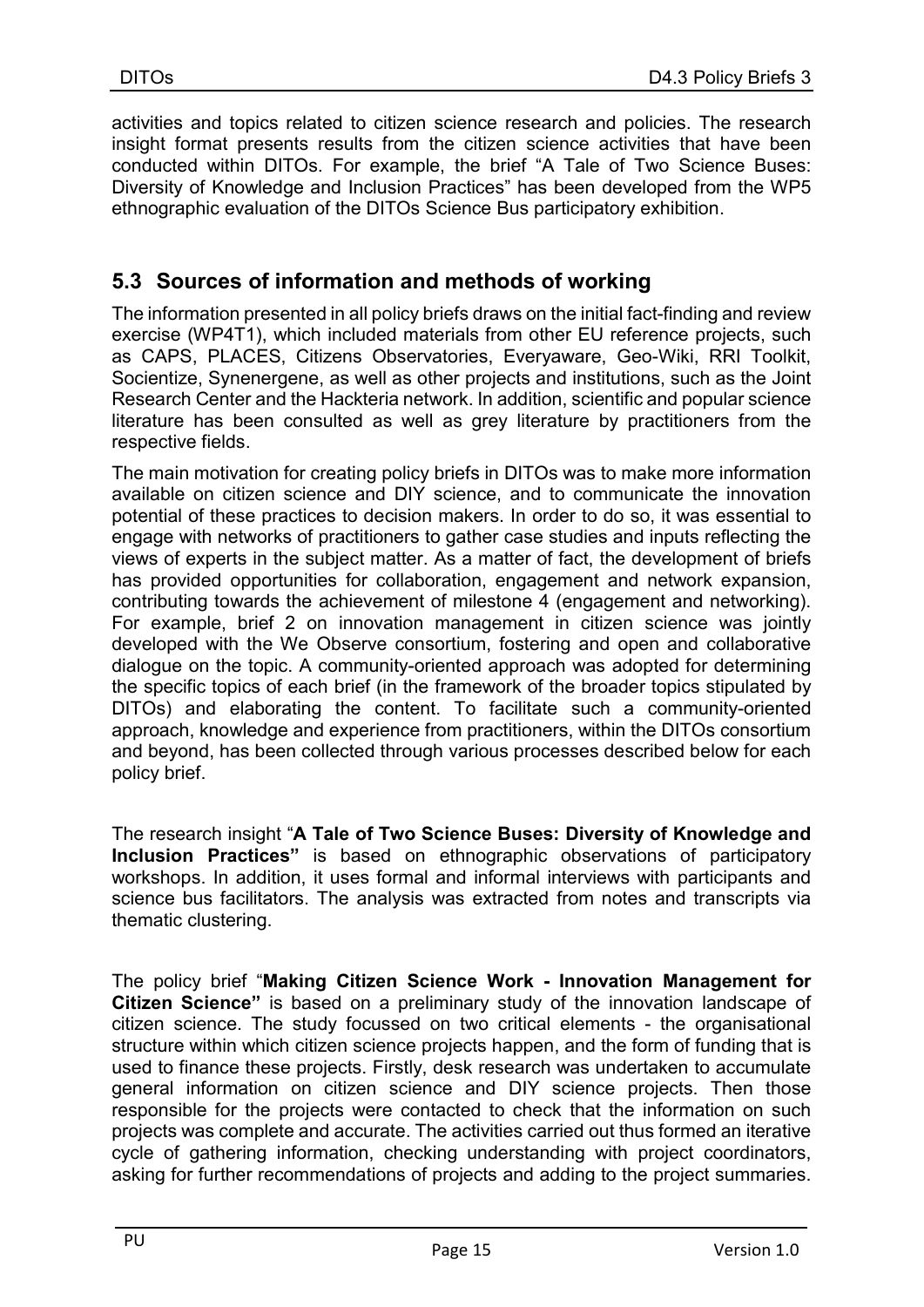activities and topics related to citizen science research and policies. The research insight format presents results from the citizen science activities that have been conducted within DITOs. For example, the brief "A Tale of Two Science Buses: Diversity of Knowledge and Inclusion Practices" has been developed from the WP5 ethnographic evaluation of the DITOs Science Bus participatory exhibition.

## 5.3 Sources of information and methods of working

The information presented in all policy briefs draws on the initial fact-finding and review exercise (WP4T1), which included materials from other EU reference projects, such as CAPS, PLACES, Citizens Observatories, Everyaware, Geo-Wiki, RRI Toolkit, Socientize, Synenergene, as well as other projects and institutions, such as the Joint Research Center and the Hackteria network. In addition, scientific and popular science literature has been consulted as well as grey literature by practitioners from the respective fields.

The main motivation for creating policy briefs in DITOs was to make more information available on citizen science and DIY science, and to communicate the innovation potential of these practices to decision makers. In order to do so, it was essential to engage with networks of practitioners to gather case studies and inputs reflecting the views of experts in the subject matter. As a matter of fact, the development of briefs has provided opportunities for collaboration, engagement and network expansion, contributing towards the achievement of milestone 4 (engagement and networking). For example, brief 2 on innovation management in citizen science was jointly developed with the We Observe consortium, fostering and open and collaborative dialogue on the topic. A community-oriented approach was adopted for determining the specific topics of each brief (in the framework of the broader topics stipulated by DITOs) and elaborating the content. To facilitate such a community-oriented approach, knowledge and experience from practitioners, within the DITOs consortium and beyond, has been collected through various processes described below for each policy brief.

The research insight "**A Tale of Two Science Buses: Diversity of Knowledge and Inclusion Practices"** is based on ethnographic observations of participatory workshops. In addition, it uses formal and informal interviews with participants and science bus facilitators. The analysis was extracted from notes and transcripts via thematic clustering.

The policy brief "**Making Citizen Science Work - Innovation Management for Citizen Science"** is based on a preliminary study of the innovation landscape of citizen science. The study focussed on two critical elements - the organisational structure within which citizen science projects happen, and the form of funding that is used to finance these projects. Firstly, desk research was undertaken to accumulate general information on citizen science and DIY science projects. Then those responsible for the projects were contacted to check that the information on such projects was complete and accurate. The activities carried out thus formed an iterative cycle of gathering information, checking understanding with project coordinators, asking for further recommendations of projects and adding to the project summaries.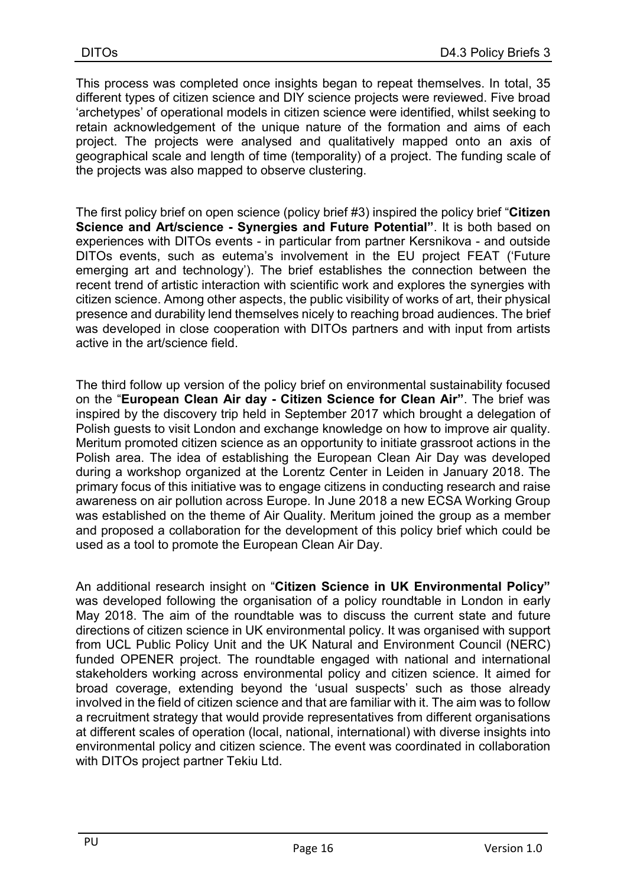This process was completed once insights began to repeat themselves. In total, 35 different types of citizen science and DIY science projects were reviewed. Five broad 'archetypes' of operational models in citizen science were identified, whilst seeking to retain acknowledgement of the unique nature of the formation and aims of each project. The projects were analysed and qualitatively mapped onto an axis of geographical scale and length of time (temporality) of a project. The funding scale of the projects was also mapped to observe clustering.

The first policy brief on open science (policy brief #3) inspired the policy brief "**Citizen Science and Art/science - Synergies and Future Potential"**. It is both based on experiences with DITOs events - in particular from partner Kersnikova - and outside DITOs events, such as eutema's involvement in the EU project FEAT ('Future emerging art and technology'). The brief establishes the connection between the recent trend of artistic interaction with scientific work and explores the synergies with citizen science. Among other aspects, the public visibility of works of art, their physical presence and durability lend themselves nicely to reaching broad audiences. The brief was developed in close cooperation with DITOs partners and with input from artists active in the art/science field.

The third follow up version of the policy brief on environmental sustainability focused on the "**European Clean Air day - Citizen Science for Clean Air"**. The brief was inspired by the discovery trip held in September 2017 which brought a delegation of Polish guests to visit London and exchange knowledge on how to improve air quality. Meritum promoted citizen science as an opportunity to initiate grassroot actions in the Polish area. The idea of establishing the European Clean Air Day was developed during a workshop organized at the Lorentz Center in Leiden in January 2018. The primary focus of this initiative was to engage citizens in conducting research and raise awareness on air pollution across Europe. In June 2018 a new ECSA Working Group was established on the theme of Air Quality. Meritum joined the group as a member and proposed a collaboration for the development of this policy brief which could be used as a tool to promote the European Clean Air Day.

An additional research insight on "**Citizen Science in UK Environmental Policy"** was developed following the organisation of a policy roundtable in London in early May 2018. The aim of the roundtable was to discuss the current state and future directions of citizen science in UK environmental policy. It was organised with support from UCL Public Policy Unit and the UK Natural and Environment Council (NERC) funded OPENER project. The roundtable engaged with national and international stakeholders working across environmental policy and citizen science. It aimed for broad coverage, extending beyond the 'usual suspects' such as those already involved in the field of citizen science and that are familiar with it. The aim was to follow a recruitment strategy that would provide representatives from different organisations at different scales of operation (local, national, international) with diverse insights into environmental policy and citizen science. The event was coordinated in collaboration with DITOs project partner Tekiu Ltd.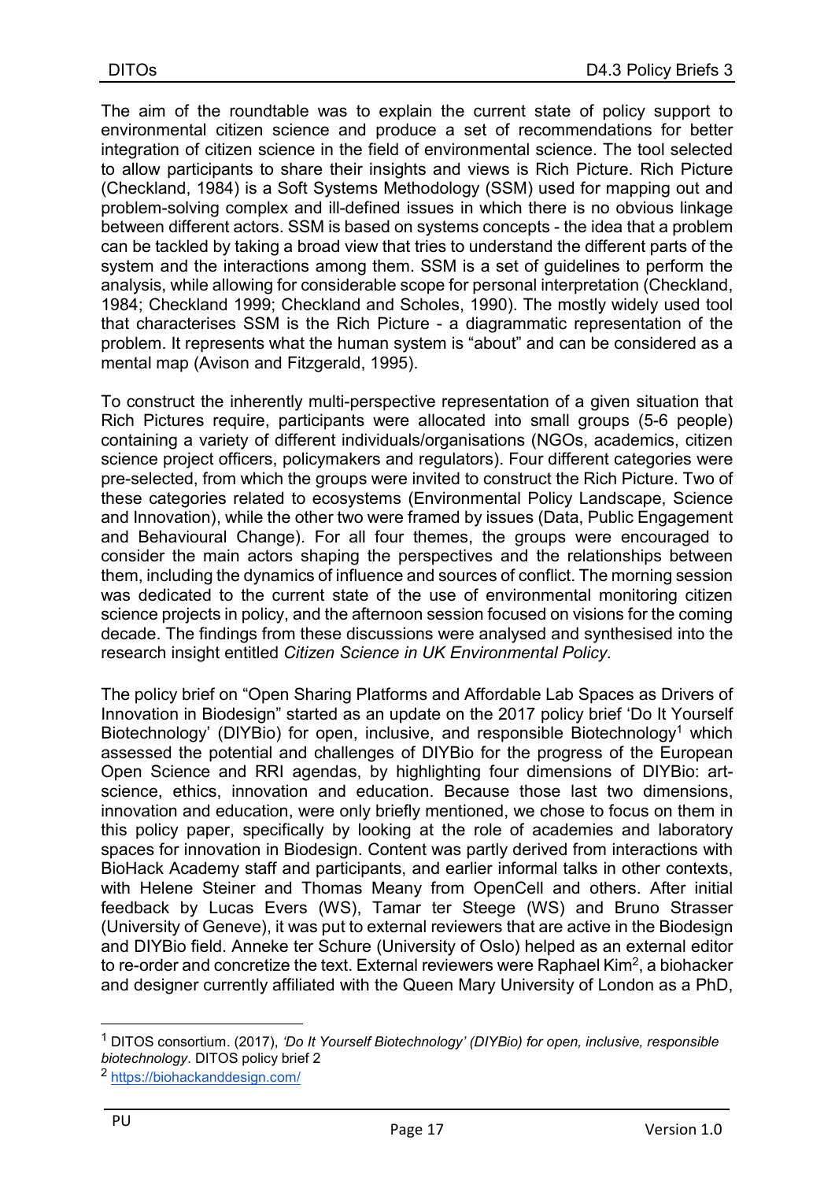The aim of the roundtable was to explain the current state of policy support to environmental citizen science and produce a set of recommendations for better integration of citizen science in the field of environmental science. The tool selected to allow participants to share their insights and views is Rich Picture. Rich Picture (Checkland, 1984) is a Soft Systems Methodology (SSM) used for mapping out and problem-solving complex and ill-defined issues in which there is no obvious linkage between different actors. SSM is based on systems concepts - the idea that a problem can be tackled by taking a broad view that tries to understand the different parts of the system and the interactions among them. SSM is a set of guidelines to perform the analysis, while allowing for considerable scope for personal interpretation (Checkland, 1984; Checkland 1999; Checkland and Scholes, 1990). The mostly widely used tool that characterises SSM is the Rich Picture - a diagrammatic representation of the problem. It represents what the human system is "about" and can be considered as a mental map (Avison and Fitzgerald, 1995).

To construct the inherently multi-perspective representation of a given situation that Rich Pictures require, participants were allocated into small groups (5-6 people) containing a variety of different individuals/organisations (NGOs, academics, citizen science project officers, policymakers and regulators). Four different categories were pre-selected, from which the groups were invited to construct the Rich Picture. Two of these categories related to ecosystems (Environmental Policy Landscape, Science and Innovation), while the other two were framed by issues (Data, Public Engagement and Behavioural Change). For all four themes, the groups were encouraged to consider the main actors shaping the perspectives and the relationships between them, including the dynamics of influence and sources of conflict. The morning session was dedicated to the current state of the use of environmental monitoring citizen science projects in policy, and the afternoon session focused on visions for the coming decade. The findings from these discussions were analysed and synthesised into the research insight entitled *Citizen Science in UK Environmental Policy.*

The policy brief on "Open Sharing Platforms and Affordable Lab Spaces as Drivers of Innovation in Biodesign" started as an update on the 2017 policy brief 'Do It Yourself Biotechnology' (DIYBio) for open, inclusive, and responsible Biotechnology[1] which assessed the potential and challenges of DIYBio for the progress of the European Open Science and RRI agendas, by highlighting four dimensions of DIYBio: art-science, ethics, innovation and education. Because those last two dimensions, innovation and education, were only briefly mentioned, we chose to focus on them in this policy paper, specifically by looking at the role of academies and laboratory spaces for innovation in Biodesign. Content was partly derived from interactions with BioHack Academy staff and participants, and earlier informal talks in other contexts, with Helene Steiner and Thomas Meany from OpenCell and others. After initial feedback by Lucas Evers (WS), Tamar ter Steege (WS) and Bruno Strasser (University of Geneve), it was put to external reviewers that are active in the Biodesign and DIYBio field. Anneke ter Schure (University of Oslo) helped as an external editor to re-order and concretize the text. External reviewers were Raphael Kim[2], a biohacker and designer currently affiliated with the Queen Mary University of London as a PhD,

---

[1] DITOS consortium. (2017), *'Do It Yourself Biotechnology' (DIYBio) for open, inclusive, responsible biotechnology*. DITOS policy brief 2

[2] https://biohackanddesign.com/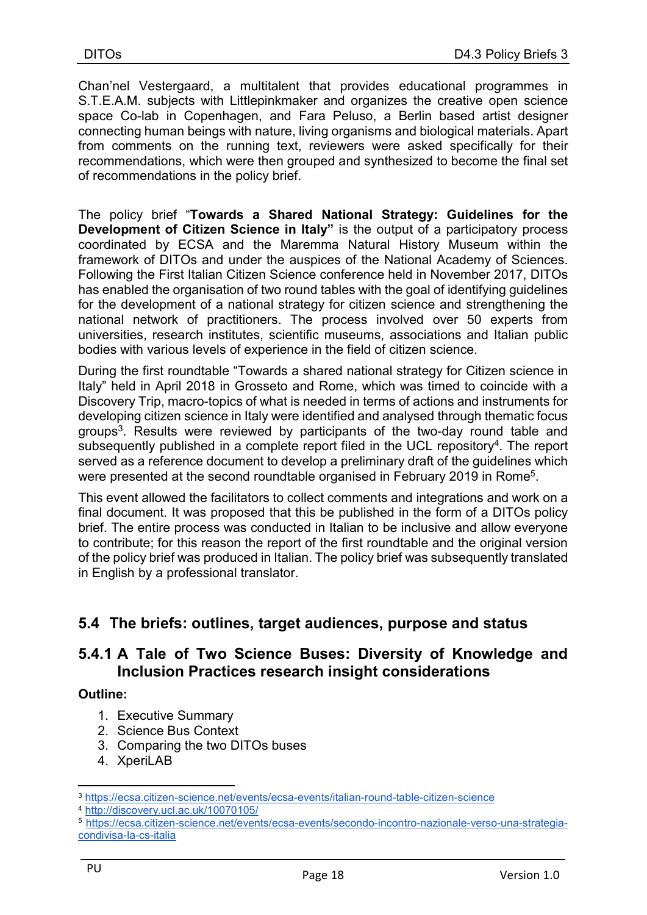Chan'nel Vestergaard, a multitalent that provides educational programmes in S.T.E.A.M. subjects with Littlepinkmaker and organizes the creative open science space Co-lab in Copenhagen, and Fara Peluso, a Berlin based artist designer connecting human beings with nature, living organisms and biological materials. Apart from comments on the running text, reviewers were asked specifically for their recommendations, which were then grouped and synthesized to become the final set of recommendations in the policy brief.

The policy brief "**Towards a Shared National Strategy: Guidelines for the Development of Citizen Science in Italy"** is the output of a participatory process coordinated by ECSA and the Maremma Natural History Museum within the framework of DITOs and under the auspices of the National Academy of Sciences. Following the First Italian Citizen Science conference held in November 2017, DITOs has enabled the organisation of two round tables with the goal of identifying guidelines for the development of a national strategy for citizen science and strengthening the national network of practitioners. The process involved over 50 experts from universities, research institutes, scientific museums, associations and Italian public bodies with various levels of experience in the field of citizen science.

During the first roundtable "Towards a shared national strategy for Citizen science in Italy" held in April 2018 in Grosseto and Rome, which was timed to coincide with a Discovery Trip, macro-topics of what is needed in terms of actions and instruments for developing citizen science in Italy were identified and analysed through thematic focus groups[3]. Results were reviewed by participants of the two-day round table and subsequently published in a complete report filed in the UCL repository[4]. The report served as a reference document to develop a preliminary draft of the guidelines which were presented at the second roundtable organised in February 2019 in Rome[5].

This event allowed the facilitators to collect comments and integrations and work on a final document. It was proposed that this be published in the form of a DITOs policy brief. The entire process was conducted in Italian to be inclusive and allow everyone to contribute; for this reason the report of the first roundtable and the original version of the policy brief was produced in Italian. The policy brief was subsequently translated in English by a professional translator.

## 5.4 The briefs: outlines, target audiences, purpose and status

### 5.4.1 A Tale of Two Science Buses: Diversity of Knowledge and Inclusion Practices research insight considerations

**Outline:**

1. Executive Summary
2. Science Bus Context
3. Comparing the two DITOs buses
4. XperiLAB

---

[3] https://ecsa.citizen-science.net/events/ecsa-events/italian-round-table-citizen-science

[4] http://discovery.ucl.ac.uk/10070105/

[5] https://ecsa.citizen-science.net/events/ecsa-events/secondo-incontro-nazionale-verso-una-strategia-condivisa-la-cs-italia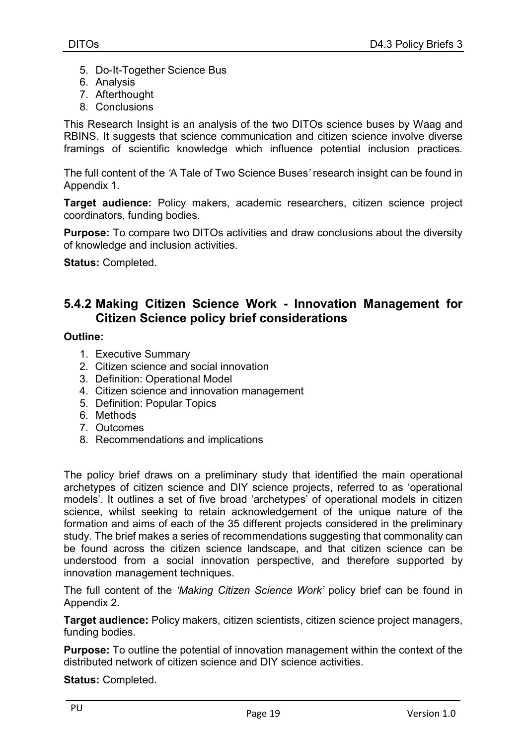5. Do-It-Together Science Bus
6. Analysis
7. Afterthought
8. Conclusions

This Research Insight is an analysis of the two DITOs science buses by Waag and RBINS. It suggests that science communication and citizen science involve diverse framings of scientific knowledge which influence potential inclusion practices.

The full content of the *'A Tale of Two Science Buses'* research insight can be found in Appendix 1.

**Target audience:** Policy makers, academic researchers, citizen science project coordinators, funding bodies.

**Purpose:** To compare two DITOs activities and draw conclusions about the diversity of knowledge and inclusion activities.

**Status:** Completed.

### 5.4.2 Making Citizen Science Work - Innovation Management for Citizen Science policy brief considerations

**Outline:**

1. Executive Summary
2. Citizen science and social innovation
3. Definition: Operational Model
4. Citizen science and innovation management
5. Definition: Popular Topics
6. Methods
7. Outcomes
8. Recommendations and implications

The policy brief draws on a preliminary study that identified the main operational archetypes of citizen science and DIY science projects, referred to as 'operational models'. It outlines a set of five broad 'archetypes' of operational models in citizen science, whilst seeking to retain acknowledgement of the unique nature of the formation and aims of each of the 35 different projects considered in the preliminary study. The brief makes a series of recommendations suggesting that commonality can be found across the citizen science landscape, and that citizen science can be understood from a social innovation perspective, and therefore supported by innovation management techniques.

The full content of the *'Making Citizen Science Work'* policy brief can be found in Appendix 2.

**Target audience:** Policy makers, citizen scientists, citizen science project managers, funding bodies.

**Purpose:** To outline the potential of innovation management within the context of the distributed network of citizen science and DIY science activities.

**Status:** Completed.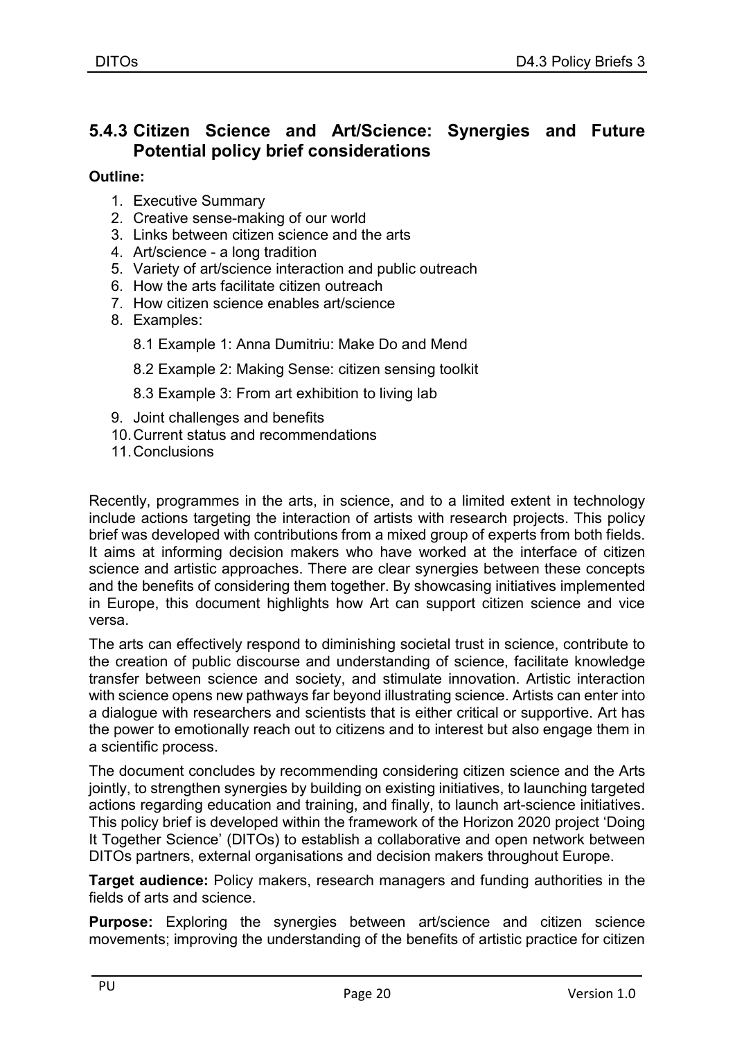### 5.4.3 Citizen Science and Art/Science: Synergies and Future Potential policy brief considerations

**Outline:**

1. Executive Summary
2. Creative sense-making of our world
3. Links between citizen science and the arts
4. Art/science - a long tradition
5. Variety of art/science interaction and public outreach
6. How the arts facilitate citizen outreach
7. How citizen science enables art/science
8. Examples:

    8.1 Example 1: Anna Dumitriu: Make Do and Mend

    8.2 Example 2: Making Sense: citizen sensing toolkit

    8.3 Example 3: From art exhibition to living lab

9. Joint challenges and benefits
10. Current status and recommendations
11. Conclusions

Recently, programmes in the arts, in science, and to a limited extent in technology include actions targeting the interaction of artists with research projects. This policy brief was developed with contributions from a mixed group of experts from both fields. It aims at informing decision makers who have worked at the interface of citizen science and artistic approaches. There are clear synergies between these concepts and the benefits of considering them together. By showcasing initiatives implemented in Europe, this document highlights how Art can support citizen science and vice versa.

The arts can effectively respond to diminishing societal trust in science, contribute to the creation of public discourse and understanding of science, facilitate knowledge transfer between science and society, and stimulate innovation. Artistic interaction with science opens new pathways far beyond illustrating science. Artists can enter into a dialogue with researchers and scientists that is either critical or supportive. Art has the power to emotionally reach out to citizens and to interest but also engage them in a scientific process.

The document concludes by recommending considering citizen science and the Arts jointly, to strengthen synergies by building on existing initiatives, to launching targeted actions regarding education and training, and finally, to launch art-science initiatives. This policy brief is developed within the framework of the Horizon 2020 project 'Doing It Together Science' (DITOs) to establish a collaborative and open network between DITOs partners, external organisations and decision makers throughout Europe.

**Target audience:** Policy makers, research managers and funding authorities in the fields of arts and science.

**Purpose:** Exploring the synergies between art/science and citizen science movements; improving the understanding of the benefits of artistic practice for citizen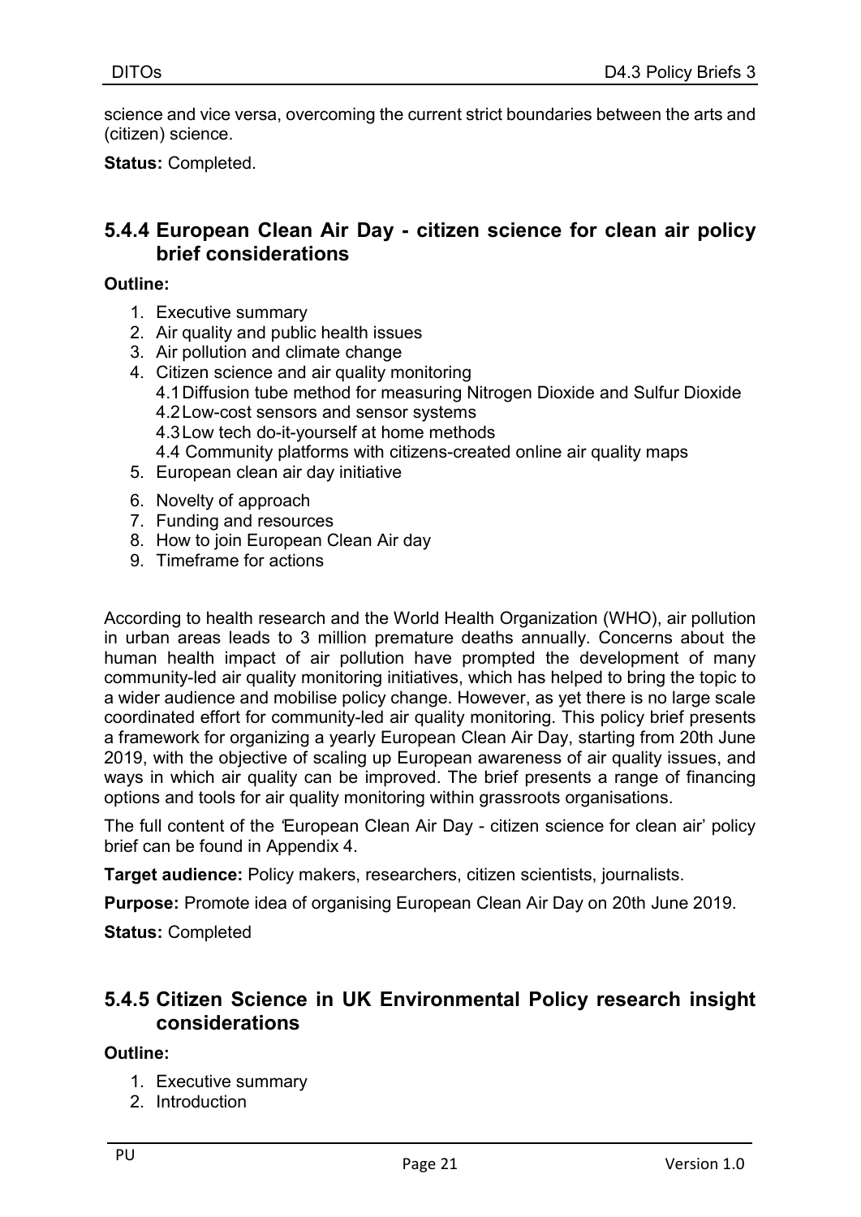science and vice versa, overcoming the current strict boundaries between the arts and (citizen) science.

**Status:** Completed.

### 5.4.4 European Clean Air Day - citizen science for clean air policy brief considerations

**Outline:**

1. Executive summary
2. Air quality and public health issues
3. Air pollution and climate change
4. Citizen science and air quality monitoring
   - 4.1 Diffusion tube method for measuring Nitrogen Dioxide and Sulfur Dioxide
   - 4.2 Low-cost sensors and sensor systems
   - 4.3 Low tech do-it-yourself at home methods
   - 4.4 Community platforms with citizens-created online air quality maps
5. European clean air day initiative
6. Novelty of approach
7. Funding and resources
8. How to join European Clean Air day
9. Timeframe for actions

According to health research and the World Health Organization (WHO), air pollution in urban areas leads to 3 million premature deaths annually. Concerns about the human health impact of air pollution have prompted the development of many community-led air quality monitoring initiatives, which has helped to bring the topic to a wider audience and mobilise policy change. However, as yet there is no large scale coordinated effort for community-led air quality monitoring. This policy brief presents a framework for organizing a yearly European Clean Air Day, starting from 20th June 2019, with the objective of scaling up European awareness of air quality issues, and ways in which air quality can be improved. The brief presents a range of financing options and tools for air quality monitoring within grassroots organisations.

The full content of the 'European Clean Air Day - citizen science for clean air' policy brief can be found in Appendix 4.

**Target audience:** Policy makers, researchers, citizen scientists, journalists.

**Purpose:** Promote idea of organising European Clean Air Day on 20th June 2019.

**Status:** Completed

### 5.4.5 Citizen Science in UK Environmental Policy research insight considerations

**Outline:**

1. Executive summary
2. Introduction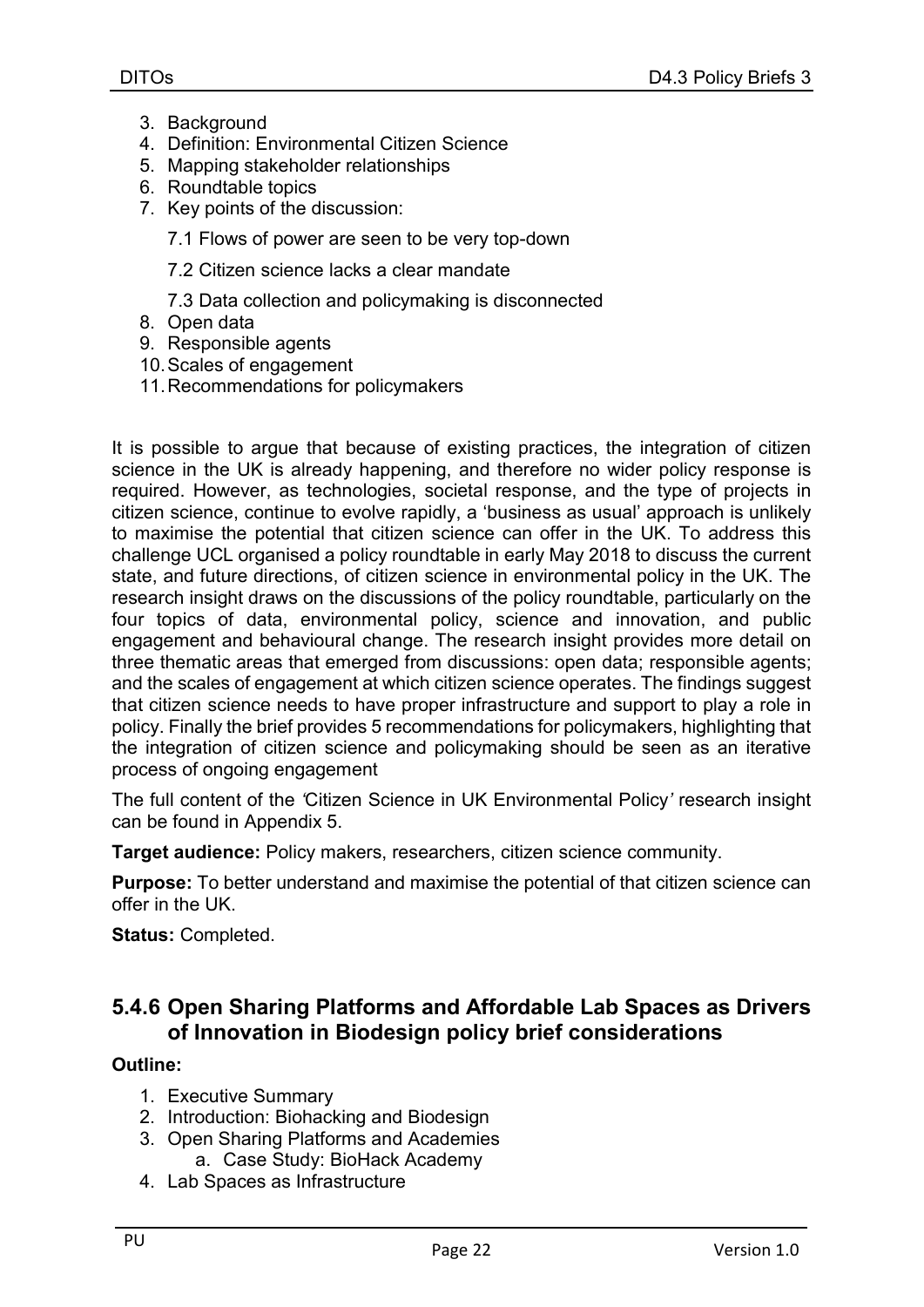3. Background
4. Definition: Environmental Citizen Science
5. Mapping stakeholder relationships
6. Roundtable topics
7. Key points of the discussion:

    7.1 Flows of power are seen to be very top-down

    7.2 Citizen science lacks a clear mandate

    7.3 Data collection and policymaking is disconnected
8. Open data
9. Responsible agents
10. Scales of engagement
11. Recommendations for policymakers

It is possible to argue that because of existing practices, the integration of citizen science in the UK is already happening, and therefore no wider policy response is required. However, as technologies, societal response, and the type of projects in citizen science, continue to evolve rapidly, a 'business as usual' approach is unlikely to maximise the potential that citizen science can offer in the UK. To address this challenge UCL organised a policy roundtable in early May 2018 to discuss the current state, and future directions, of citizen science in environmental policy in the UK. The research insight draws on the discussions of the policy roundtable, particularly on the four topics of data, environmental policy, science and innovation, and public engagement and behavioural change. The research insight provides more detail on three thematic areas that emerged from discussions: open data; responsible agents; and the scales of engagement at which citizen science operates. The findings suggest that citizen science needs to have proper infrastructure and support to play a role in policy. Finally the brief provides 5 recommendations for policymakers, highlighting that the integration of citizen science and policymaking should be seen as an iterative process of ongoing engagement

The full content of the *'*Citizen Science in UK Environmental Policy*'* research insight can be found in Appendix 5.

**Target audience:** Policy makers, researchers, citizen science community.

**Purpose:** To better understand and maximise the potential of that citizen science can offer in the UK.

**Status:** Completed.

### 5.4.6 Open Sharing Platforms and Affordable Lab Spaces as Drivers of Innovation in Biodesign policy brief considerations

**Outline:**

1. Executive Summary
2. Introduction: Biohacking and Biodesign
3. Open Sharing Platforms and Academies
    a. Case Study: BioHack Academy
4. Lab Spaces as Infrastructure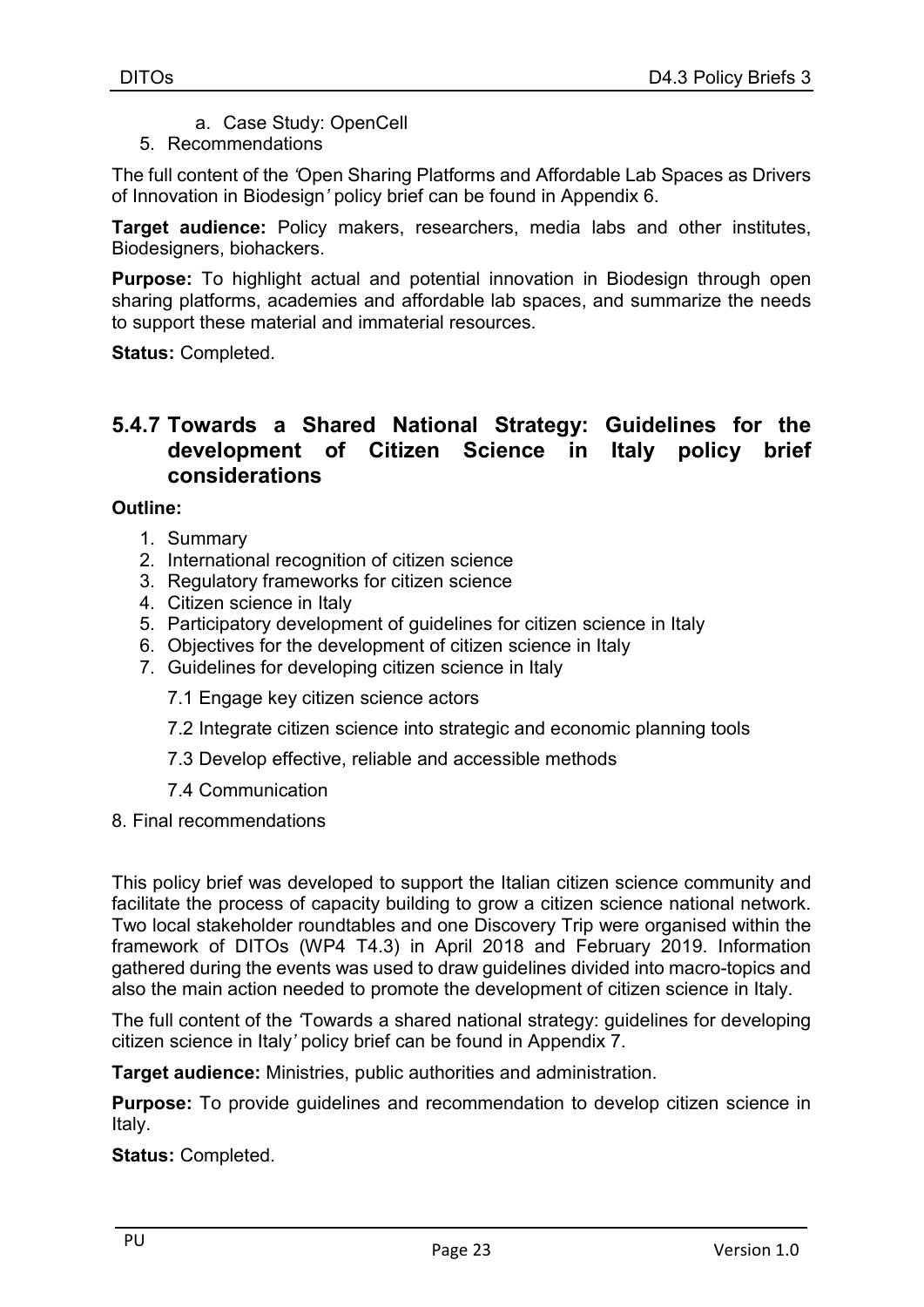a. Case Study: OpenCell
5. Recommendations

The full content of the *'Open Sharing Platforms and Affordable Lab Spaces as Drivers of Innovation in Biodesign'* policy brief can be found in Appendix 6.

**Target audience:** Policy makers, researchers, media labs and other institutes, Biodesigners, biohackers.

**Purpose:** To highlight actual and potential innovation in Biodesign through open sharing platforms, academies and affordable lab spaces, and summarize the needs to support these material and immaterial resources.

**Status:** Completed.

### 5.4.7 Towards a Shared National Strategy: Guidelines for the development of Citizen Science in Italy policy brief considerations

**Outline:**

1. Summary
2. International recognition of citizen science
3. Regulatory frameworks for citizen science
4. Citizen science in Italy
5. Participatory development of guidelines for citizen science in Italy
6. Objectives for the development of citizen science in Italy
7. Guidelines for developing citizen science in Italy
   
   7.1 Engage key citizen science actors
   
   7.2 Integrate citizen science into strategic and economic planning tools
   
   7.3 Develop effective, reliable and accessible methods
   
   7.4 Communication

8. Final recommendations

This policy brief was developed to support the Italian citizen science community and facilitate the process of capacity building to grow a citizen science national network. Two local stakeholder roundtables and one Discovery Trip were organised within the framework of DITOs (WP4 T4.3) in April 2018 and February 2019. Information gathered during the events was used to draw guidelines divided into macro-topics and also the main action needed to promote the development of citizen science in Italy.

The full content of the *'Towards a shared national strategy: guidelines for developing citizen science in Italy'* policy brief can be found in Appendix 7.

**Target audience:** Ministries, public authorities and administration.

**Purpose:** To provide guidelines and recommendation to develop citizen science in Italy.

**Status:** Completed.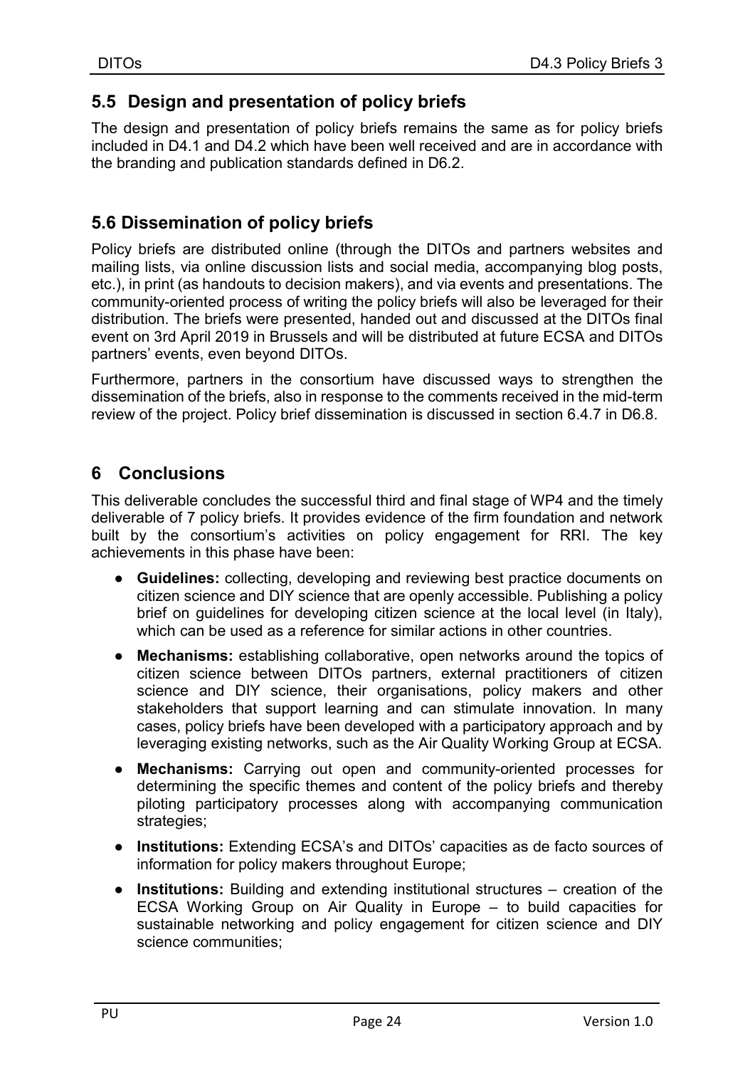## 5.5 Design and presentation of policy briefs

The design and presentation of policy briefs remains the same as for policy briefs included in D4.1 and D4.2 which have been well received and are in accordance with the branding and publication standards defined in D6.2.

## 5.6 Dissemination of policy briefs

Policy briefs are distributed online (through the DITOs and partners websites and mailing lists, via online discussion lists and social media, accompanying blog posts, etc.), in print (as handouts to decision makers), and via events and presentations. The community-oriented process of writing the policy briefs will also be leveraged for their distribution. The briefs were presented, handed out and discussed at the DITOs final event on 3rd April 2019 in Brussels and will be distributed at future ECSA and DITOs partners' events, even beyond DITOs.

Furthermore, partners in the consortium have discussed ways to strengthen the dissemination of the briefs, also in response to the comments received in the mid-term review of the project. Policy brief dissemination is discussed in section 6.4.7 in D6.8.

# 6 Conclusions

This deliverable concludes the successful third and final stage of WP4 and the timely deliverable of 7 policy briefs. It provides evidence of the firm foundation and network built by the consortium's activities on policy engagement for RRI. The key achievements in this phase have been:

- **Guidelines:** collecting, developing and reviewing best practice documents on citizen science and DIY science that are openly accessible. Publishing a policy brief on guidelines for developing citizen science at the local level (in Italy), which can be used as a reference for similar actions in other countries.
- **Mechanisms:** establishing collaborative, open networks around the topics of citizen science between DITOs partners, external practitioners of citizen science and DIY science, their organisations, policy makers and other stakeholders that support learning and can stimulate innovation. In many cases, policy briefs have been developed with a participatory approach and by leveraging existing networks, such as the Air Quality Working Group at ECSA.
- **Mechanisms:** Carrying out open and community-oriented processes for determining the specific themes and content of the policy briefs and thereby piloting participatory processes along with accompanying communication strategies;
- **Institutions:** Extending ECSA's and DITOs' capacities as de facto sources of information for policy makers throughout Europe;
- **Institutions:** Building and extending institutional structures – creation of the ECSA Working Group on Air Quality in Europe – to build capacities for sustainable networking and policy engagement for citizen science and DIY science communities;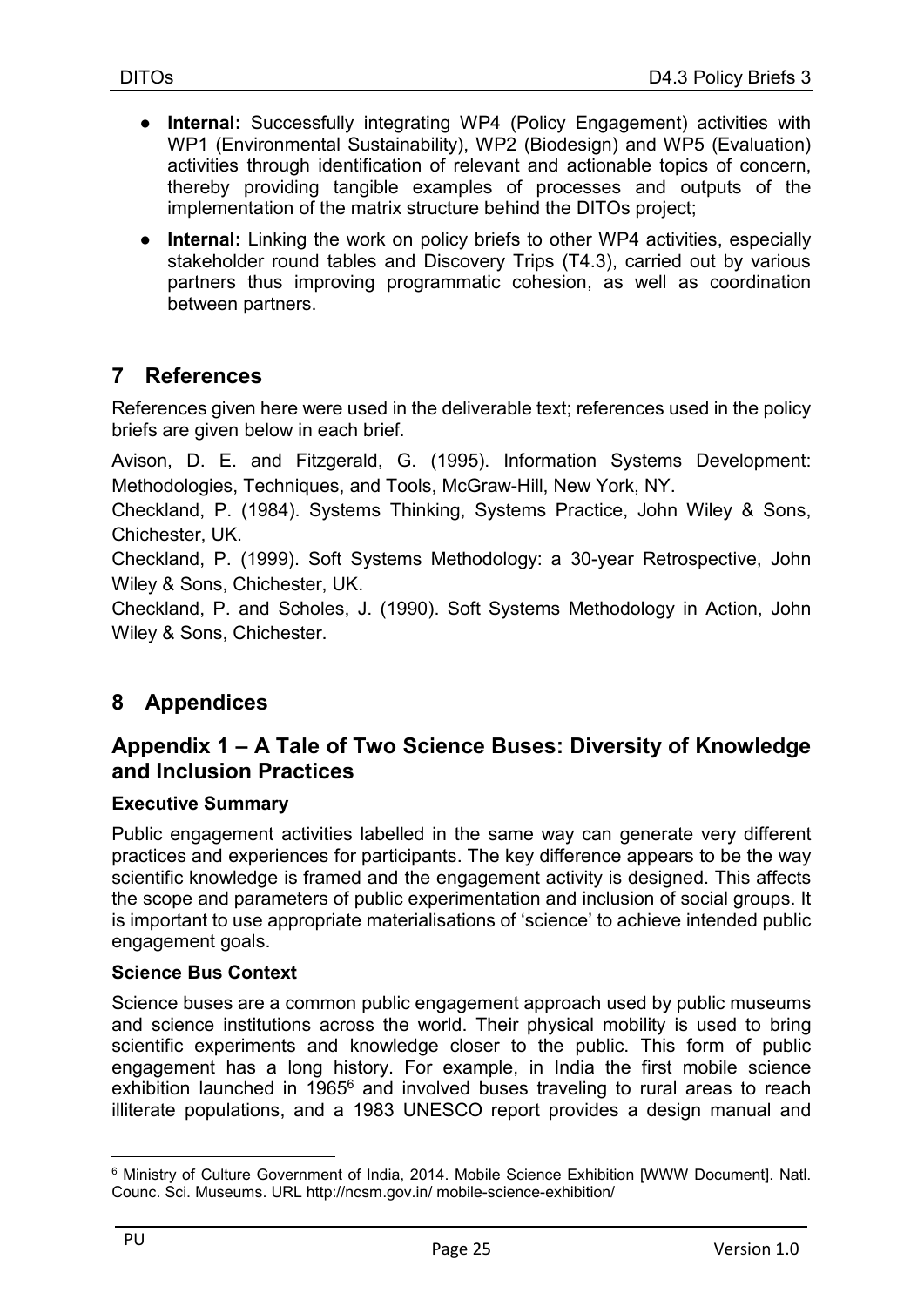- **Internal:** Successfully integrating WP4 (Policy Engagement) activities with WP1 (Environmental Sustainability), WP2 (Biodesign) and WP5 (Evaluation) activities through identification of relevant and actionable topics of concern, thereby providing tangible examples of processes and outputs of the implementation of the matrix structure behind the DITOs project;
- **Internal:** Linking the work on policy briefs to other WP4 activities, especially stakeholder round tables and Discovery Trips (T4.3), carried out by various partners thus improving programmatic cohesion, as well as coordination between partners.

# 7 References

References given here were used in the deliverable text; references used in the policy briefs are given below in each brief.

Avison, D. E. and Fitzgerald, G. (1995). Information Systems Development: Methodologies, Techniques, and Tools, McGraw-Hill, New York, NY.

Checkland, P. (1984). Systems Thinking, Systems Practice, John Wiley & Sons, Chichester, UK.

Checkland, P. (1999). Soft Systems Methodology: a 30-year Retrospective, John Wiley & Sons, Chichester, UK.

Checkland, P. and Scholes, J. (1990). Soft Systems Methodology in Action, John Wiley & Sons, Chichester.

# 8 Appendices

## Appendix 1 – A Tale of Two Science Buses: Diversity of Knowledge and Inclusion Practices

### Executive Summary

Public engagement activities labelled in the same way can generate very different practices and experiences for participants. The key difference appears to be the way scientific knowledge is framed and the engagement activity is designed. This affects the scope and parameters of public experimentation and inclusion of social groups. It is important to use appropriate materialisations of 'science' to achieve intended public engagement goals.

### Science Bus Context

Science buses are a common public engagement approach used by public museums and science institutions across the world. Their physical mobility is used to bring scientific experiments and knowledge closer to the public. This form of public engagement has a long history. For example, in India the first mobile science exhibition launched in 1965[6] and involved buses traveling to rural areas to reach illiterate populations, and a 1983 UNESCO report provides a design manual and

[6] Ministry of Culture Government of India, 2014. Mobile Science Exhibition [WWW Document]. Natl. Counc. Sci. Museums. URL http://ncsm.gov.in/ mobile-science-exhibition/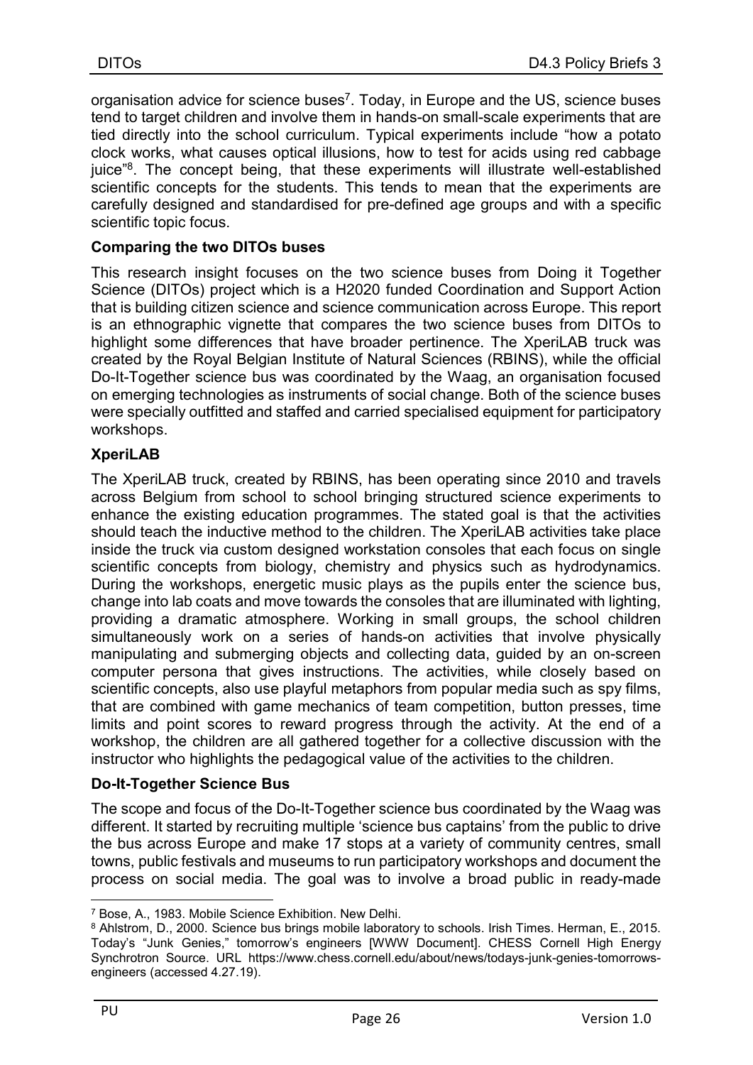organisation advice for science buses[7]. Today, in Europe and the US, science buses tend to target children and involve them in hands-on small-scale experiments that are tied directly into the school curriculum. Typical experiments include "how a potato clock works, what causes optical illusions, how to test for acids using red cabbage juice"[8]. The concept being, that these experiments will illustrate well-established scientific concepts for the students. This tends to mean that the experiments are carefully designed and standardised for pre-defined age groups and with a specific scientific topic focus.

**Comparing the two DITOs buses**

This research insight focuses on the two science buses from Doing it Together Science (DITOs) project which is a H2020 funded Coordination and Support Action that is building citizen science and science communication across Europe. This report is an ethnographic vignette that compares the two science buses from DITOs to highlight some differences that have broader pertinence. The XperiLAB truck was created by the Royal Belgian Institute of Natural Sciences (RBINS), while the official Do-It-Together science bus was coordinated by the Waag, an organisation focused on emerging technologies as instruments of social change. Both of the science buses were specially outfitted and staffed and carried specialised equipment for participatory workshops.

**XperiLAB**

The XperiLAB truck, created by RBINS, has been operating since 2010 and travels across Belgium from school to school bringing structured science experiments to enhance the existing education programmes. The stated goal is that the activities should teach the inductive method to the children. The XperiLAB activities take place inside the truck via custom designed workstation consoles that each focus on single scientific concepts from biology, chemistry and physics such as hydrodynamics. During the workshops, energetic music plays as the pupils enter the science bus, change into lab coats and move towards the consoles that are illuminated with lighting, providing a dramatic atmosphere. Working in small groups, the school children simultaneously work on a series of hands-on activities that involve physically manipulating and submerging objects and collecting data, guided by an on-screen computer persona that gives instructions. The activities, while closely based on scientific concepts, also use playful metaphors from popular media such as spy films, that are combined with game mechanics of team competition, button presses, time limits and point scores to reward progress through the activity. At the end of a workshop, the children are all gathered together for a collective discussion with the instructor who highlights the pedagogical value of the activities to the children.

**Do-It-Together Science Bus**

The scope and focus of the Do-It-Together science bus coordinated by the Waag was different. It started by recruiting multiple 'science bus captains' from the public to drive the bus across Europe and make 17 stops at a variety of community centres, small towns, public festivals and museums to run participatory workshops and document the process on social media. The goal was to involve a broad public in ready-made

---

[7] Bose, A., 1983. Mobile Science Exhibition. New Delhi.

[8] Ahlstrom, D., 2000. Science bus brings mobile laboratory to schools. Irish Times. Herman, E., 2015. Today's "Junk Genies," tomorrow's engineers [WWW Document]. CHESS Cornell High Energy Synchrotron Source. URL https://www.chess.cornell.edu/about/news/todays-junk-genies-tomorrows-engineers (accessed 4.27.19).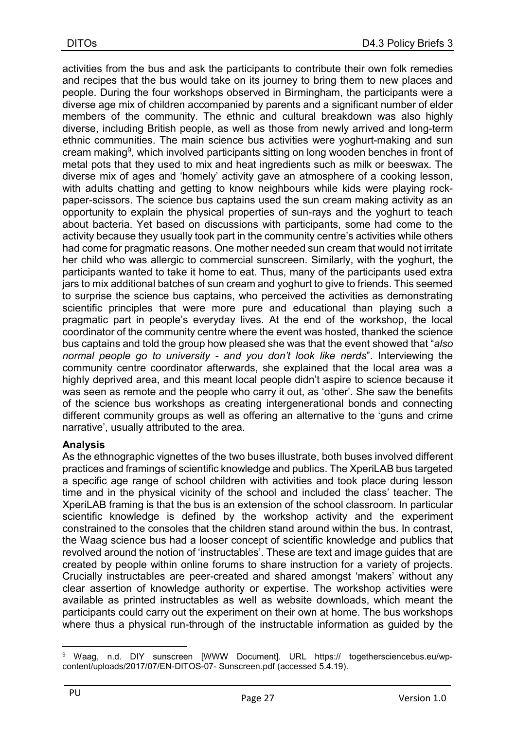activities from the bus and ask the participants to contribute their own folk remedies and recipes that the bus would take on its journey to bring them to new places and people. During the four workshops observed in Birmingham, the participants were a diverse age mix of children accompanied by parents and a significant number of elder members of the community. The ethnic and cultural breakdown was also highly diverse, including British people, as well as those from newly arrived and long-term ethnic communities. The main science bus activities were yoghurt-making and sun cream making[9], which involved participants sitting on long wooden benches in front of metal pots that they used to mix and heat ingredients such as milk or beeswax. The diverse mix of ages and 'homely' activity gave an atmosphere of a cooking lesson, with adults chatting and getting to know neighbours while kids were playing rock-paper-scissors. The science bus captains used the sun cream making activity as an opportunity to explain the physical properties of sun-rays and the yoghurt to teach about bacteria. Yet based on discussions with participants, some had come to the activity because they usually took part in the community centre's activities while others had come for pragmatic reasons. One mother needed sun cream that would not irritate her child who was allergic to commercial sunscreen. Similarly, with the yoghurt, the participants wanted to take it home to eat. Thus, many of the participants used extra jars to mix additional batches of sun cream and yoghurt to give to friends. This seemed to surprise the science bus captains, who perceived the activities as demonstrating scientific principles that were more pure and educational than playing such a pragmatic part in people's everyday lives. At the end of the workshop, the local coordinator of the community centre where the event was hosted, thanked the science bus captains and told the group how pleased she was that the event showed that "*also normal people go to university - and you don't look like nerds*". Interviewing the community centre coordinator afterwards, she explained that the local area was a highly deprived area, and this meant local people didn't aspire to science because it was seen as remote and the people who carry it out, as 'other'. She saw the benefits of the science bus workshops as creating intergenerational bonds and connecting different community groups as well as offering an alternative to the 'guns and crime narrative', usually attributed to the area.

**Analysis**

As the ethnographic vignettes of the two buses illustrate, both buses involved different practices and framings of scientific knowledge and publics. The XperiLAB bus targeted a specific age range of school children with activities and took place during lesson time and in the physical vicinity of the school and included the class' teacher. The XperiLAB framing is that the bus is an extension of the school classroom. In particular scientific knowledge is defined by the workshop activity and the experiment constrained to the consoles that the children stand around within the bus. In contrast, the Waag science bus had a looser concept of scientific knowledge and publics that revolved around the notion of 'instructables'. These are text and image guides that are created by people within online forums to share instruction for a variety of projects. Crucially instructables are peer-created and shared amongst 'makers' without any clear assertion of knowledge authority or expertise. The workshop activities were available as printed instructables as well as website downloads, which meant the participants could carry out the experiment on their own at home. The bus workshops where thus a physical run-through of the instructable information as guided by the

[9] Waag, n.d. DIY sunscreen [WWW Document]. URL https:// togethersciencebus.eu/wp-content/uploads/2017/07/EN-DITOS-07- Sunscreen.pdf (accessed 5.4.19).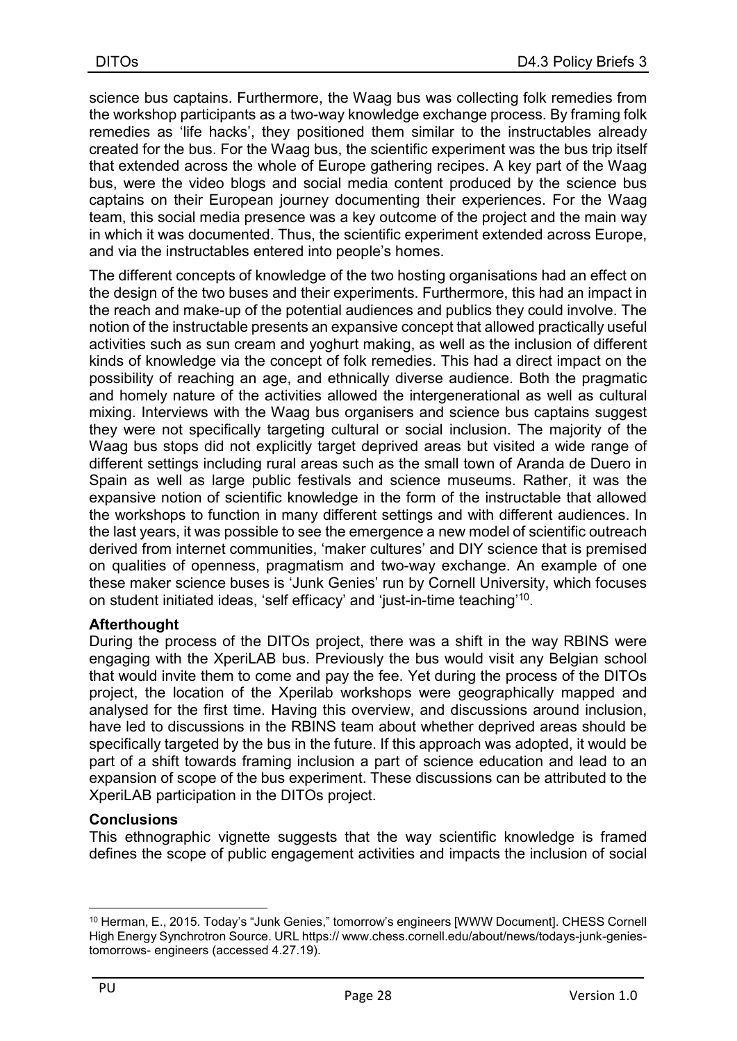science bus captains. Furthermore, the Waag bus was collecting folk remedies from the workshop participants as a two-way knowledge exchange process. By framing folk remedies as 'life hacks', they positioned them similar to the instructables already created for the bus. For the Waag bus, the scientific experiment was the bus trip itself that extended across the whole of Europe gathering recipes. A key part of the Waag bus, were the video blogs and social media content produced by the science bus captains on their European journey documenting their experiences. For the Waag team, this social media presence was a key outcome of the project and the main way in which it was documented. Thus, the scientific experiment extended across Europe, and via the instructables entered into people's homes.

The different concepts of knowledge of the two hosting organisations had an effect on the design of the two buses and their experiments. Furthermore, this had an impact in the reach and make-up of the potential audiences and publics they could involve. The notion of the instructable presents an expansive concept that allowed practically useful activities such as sun cream and yoghurt making, as well as the inclusion of different kinds of knowledge via the concept of folk remedies. This had a direct impact on the possibility of reaching an age, and ethnically diverse audience. Both the pragmatic and homely nature of the activities allowed the intergenerational as well as cultural mixing. Interviews with the Waag bus organisers and science bus captains suggest they were not specifically targeting cultural or social inclusion. The majority of the Waag bus stops did not explicitly target deprived areas but visited a wide range of different settings including rural areas such as the small town of Aranda de Duero in Spain as well as large public festivals and science museums. Rather, it was the expansive notion of scientific knowledge in the form of the instructable that allowed the workshops to function in many different settings and with different audiences. In the last years, it was possible to see the emergence a new model of scientific outreach derived from internet communities, 'maker cultures' and DIY science that is premised on qualities of openness, pragmatism and two-way exchange. An example of one these maker science buses is 'Junk Genies' run by Cornell University, which focuses on student initiated ideas, 'self efficacy' and 'just-in-time teaching'[10].

**Afterthought**

During the process of the DITOs project, there was a shift in the way RBINS were engaging with the XperiLAB bus. Previously the bus would visit any Belgian school that would invite them to come and pay the fee. Yet during the process of the DITOs project, the location of the Xperilab workshops were geographically mapped and analysed for the first time. Having this overview, and discussions around inclusion, have led to discussions in the RBINS team about whether deprived areas should be specifically targeted by the bus in the future. If this approach was adopted, it would be part of a shift towards framing inclusion a part of science education and lead to an expansion of scope of the bus experiment. These discussions can be attributed to the XperiLAB participation in the DITOs project.

**Conclusions**

This ethnographic vignette suggests that the way scientific knowledge is framed defines the scope of public engagement activities and impacts the inclusion of social

[10] Herman, E., 2015. Today's "Junk Genies," tomorrow's engineers [WWW Document]. CHESS Cornell High Energy Synchrotron Source. URL https:// www.chess.cornell.edu/about/news/todays-junk-genies-tomorrows- engineers (accessed 4.27.19).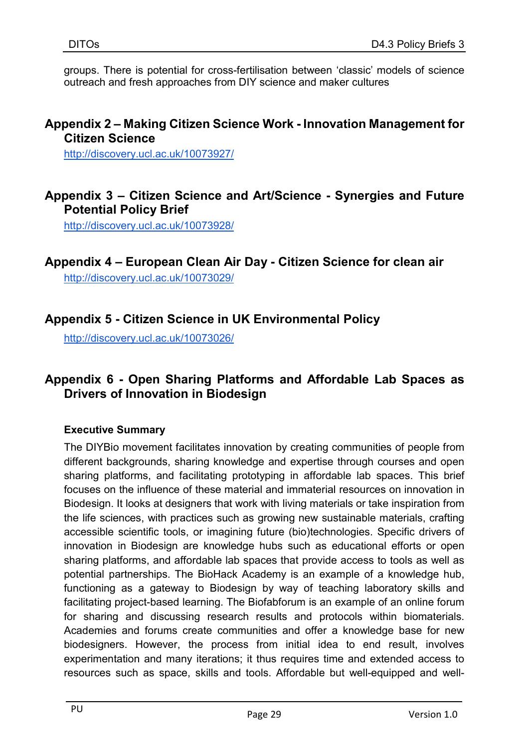groups. There is potential for cross-fertilisation between 'classic' models of science outreach and fresh approaches from DIY science and maker cultures

## Appendix 2 – Making Citizen Science Work - Innovation Management for Citizen Science

http://discovery.ucl.ac.uk/10073927/

## Appendix 3 – Citizen Science and Art/Science - Synergies and Future Potential Policy Brief

http://discovery.ucl.ac.uk/10073928/

## Appendix 4 – European Clean Air Day - Citizen Science for clean air

http://discovery.ucl.ac.uk/10073029/

## Appendix 5 - Citizen Science in UK Environmental Policy

http://discovery.ucl.ac.uk/10073026/

## Appendix 6 - Open Sharing Platforms and Affordable Lab Spaces as Drivers of Innovation in Biodesign

### Executive Summary

The DIYBio movement facilitates innovation by creating communities of people from different backgrounds, sharing knowledge and expertise through courses and open sharing platforms, and facilitating prototyping in affordable lab spaces. This brief focuses on the influence of these material and immaterial resources on innovation in Biodesign. It looks at designers that work with living materials or take inspiration from the life sciences, with practices such as growing new sustainable materials, crafting accessible scientific tools, or imagining future (bio)technologies. Specific drivers of innovation in Biodesign are knowledge hubs such as educational efforts or open sharing platforms, and affordable lab spaces that provide access to tools as well as potential partnerships. The BioHack Academy is an example of a knowledge hub, functioning as a gateway to Biodesign by way of teaching laboratory skills and facilitating project-based learning. The Biofabforum is an example of an online forum for sharing and discussing research results and protocols within biomaterials. Academies and forums create communities and offer a knowledge base for new biodesigners. However, the process from initial idea to end result, involves experimentation and many iterations; it thus requires time and extended access to resources such as space, skills and tools. Affordable but well-equipped and well-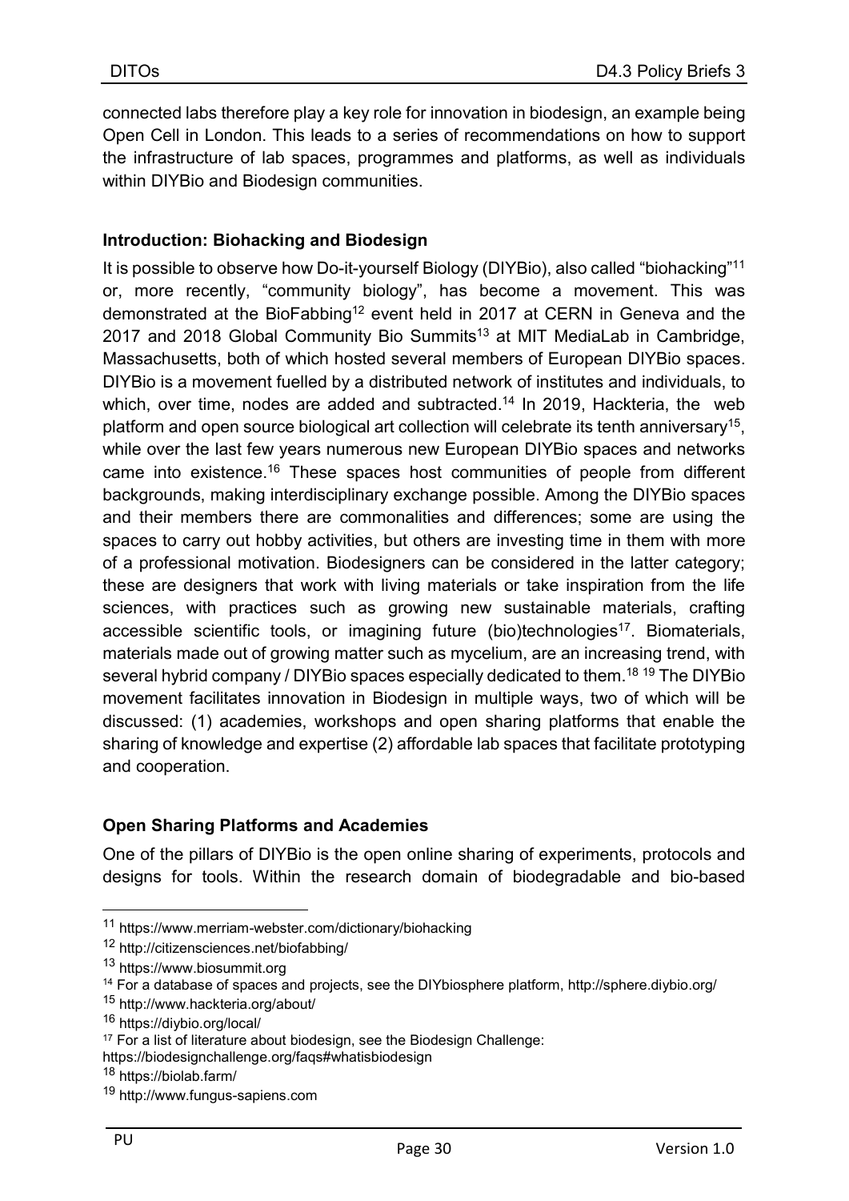connected labs therefore play a key role for innovation in biodesign, an example being Open Cell in London. This leads to a series of recommendations on how to support the infrastructure of lab spaces, programmes and platforms, as well as individuals within DIYBio and Biodesign communities.

**Introduction: Biohacking and Biodesign**

It is possible to observe how Do-it-yourself Biology (DIYBio), also called "biohacking"[11] or, more recently, "community biology", has become a movement. This was demonstrated at the BioFabbing[12] event held in 2017 at CERN in Geneva and the 2017 and 2018 Global Community Bio Summits[13] at MIT MediaLab in Cambridge, Massachusetts, both of which hosted several members of European DIYBio spaces. DIYBio is a movement fuelled by a distributed network of institutes and individuals, to which, over time, nodes are added and subtracted.[14] In 2019, Hackteria, the web platform and open source biological art collection will celebrate its tenth anniversary[15], while over the last few years numerous new European DIYBio spaces and networks came into existence.[16] These spaces host communities of people from different backgrounds, making interdisciplinary exchange possible. Among the DIYBio spaces and their members there are commonalities and differences; some are using the spaces to carry out hobby activities, but others are investing time in them with more of a professional motivation. Biodesigners can be considered in the latter category; these are designers that work with living materials or take inspiration from the life sciences, with practices such as growing new sustainable materials, crafting accessible scientific tools, or imagining future (bio)technologies[17]. Biomaterials, materials made out of growing matter such as mycelium, are an increasing trend, with several hybrid company / DIYBio spaces especially dedicated to them.[18] [19] The DIYBio movement facilitates innovation in Biodesign in multiple ways, two of which will be discussed: (1) academies, workshops and open sharing platforms that enable the sharing of knowledge and expertise (2) affordable lab spaces that facilitate prototyping and cooperation.

**Open Sharing Platforms and Academies**

One of the pillars of DIYBio is the open online sharing of experiments, protocols and designs for tools. Within the research domain of biodegradable and bio-based

---

[11] https://www.merriam-webster.com/dictionary/biohacking

[12] http://citizensciences.net/biofabbing/

[13] https://www.biosummit.org

[14] For a database of spaces and projects, see the DIYbiosphere platform, http://sphere.diybio.org/

[15] http://www.hackteria.org/about/

[16] https://diybio.org/local/

[17] For a list of literature about biodesign, see the Biodesign Challenge: https://biodesignchallenge.org/faqs#whatisbiodesign

[18] https://biolab.farm/

[19] http://www.fungus-sapiens.com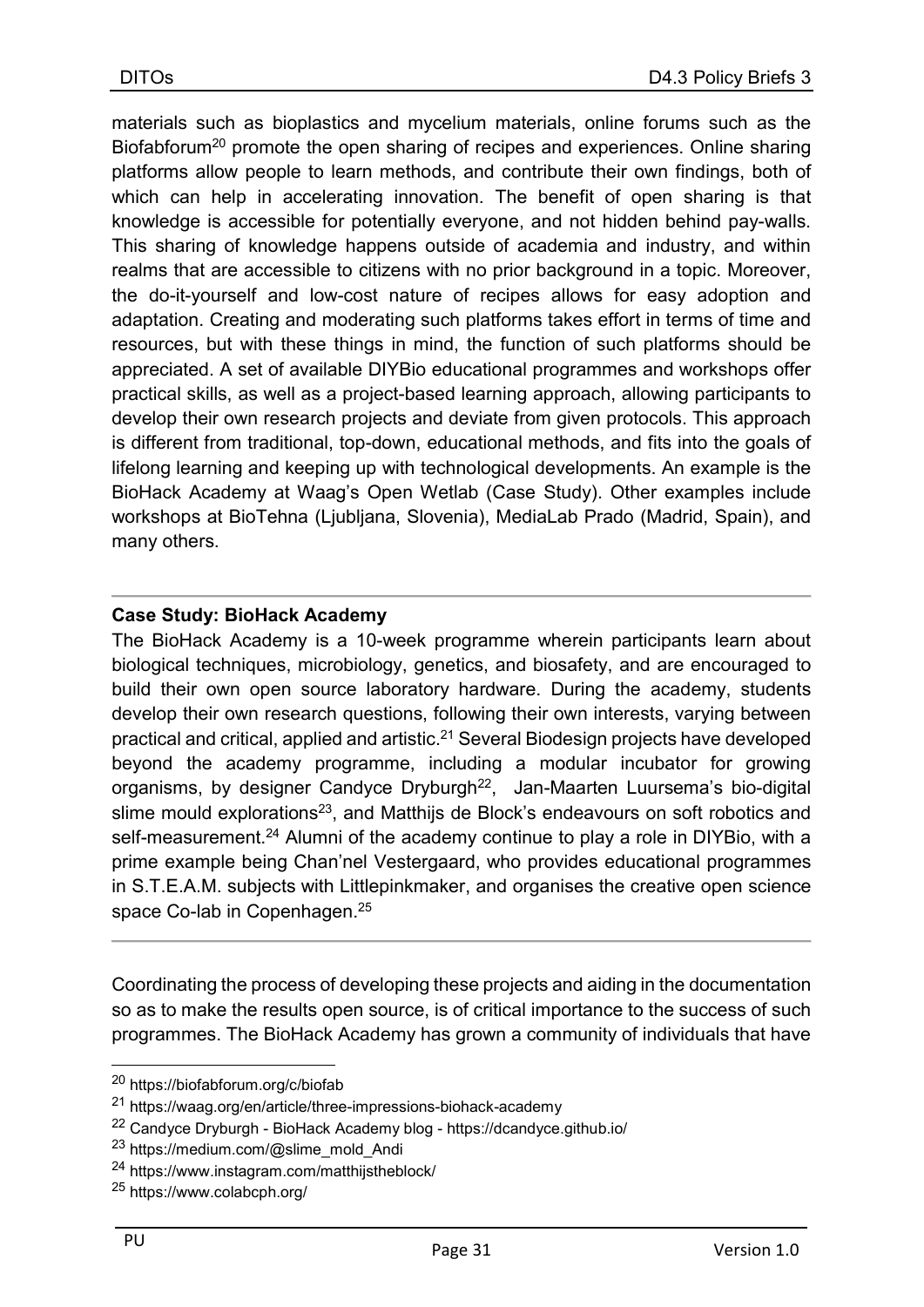materials such as bioplastics and mycelium materials, online forums such as the Biofabforum[20] promote the open sharing of recipes and experiences. Online sharing platforms allow people to learn methods, and contribute their own findings, both of which can help in accelerating innovation. The benefit of open sharing is that knowledge is accessible for potentially everyone, and not hidden behind pay-walls. This sharing of knowledge happens outside of academia and industry, and within realms that are accessible to citizens with no prior background in a topic. Moreover, the do-it-yourself and low-cost nature of recipes allows for easy adoption and adaptation. Creating and moderating such platforms takes effort in terms of time and resources, but with these things in mind, the function of such platforms should be appreciated. A set of available DIYBio educational programmes and workshops offer practical skills, as well as a project-based learning approach, allowing participants to develop their own research projects and deviate from given protocols. This approach is different from traditional, top-down, educational methods, and fits into the goals of lifelong learning and keeping up with technological developments. An example is the BioHack Academy at Waag's Open Wetlab (Case Study). Other examples include workshops at BioTehna (Ljubljana, Slovenia), MediaLab Prado (Madrid, Spain), and many others.

---

**Case Study: BioHack Academy**

The BioHack Academy is a 10-week programme wherein participants learn about biological techniques, microbiology, genetics, and biosafety, and are encouraged to build their own open source laboratory hardware. During the academy, students develop their own research questions, following their own interests, varying between practical and critical, applied and artistic.[21] Several Biodesign projects have developed beyond the academy programme, including a modular incubator for growing organisms, by designer Candyce Dryburgh[22], Jan-Maarten Luursema's bio-digital slime mould explorations[23], and Matthijs de Block's endeavours on soft robotics and self-measurement.[24] Alumni of the academy continue to play a role in DIYBio, with a prime example being Chan'nel Vestergaard, who provides educational programmes in S.T.E.A.M. subjects with Littlepinkmaker, and organises the creative open science space Co-lab in Copenhagen.[25]

---

Coordinating the process of developing these projects and aiding in the documentation so as to make the results open source, is of critical importance to the success of such programmes. The BioHack Academy has grown a community of individuals that have

[20] https://biofabforum.org/c/biofab

[21] https://waag.org/en/article/three-impressions-biohack-academy

[22] Candyce Dryburgh - BioHack Academy blog - https://dcandyce.github.io/

[23] https://medium.com/@slime_mold_Andi

[24] https://www.instagram.com/matthijstheblock/

[25] https://www.colabcph.org/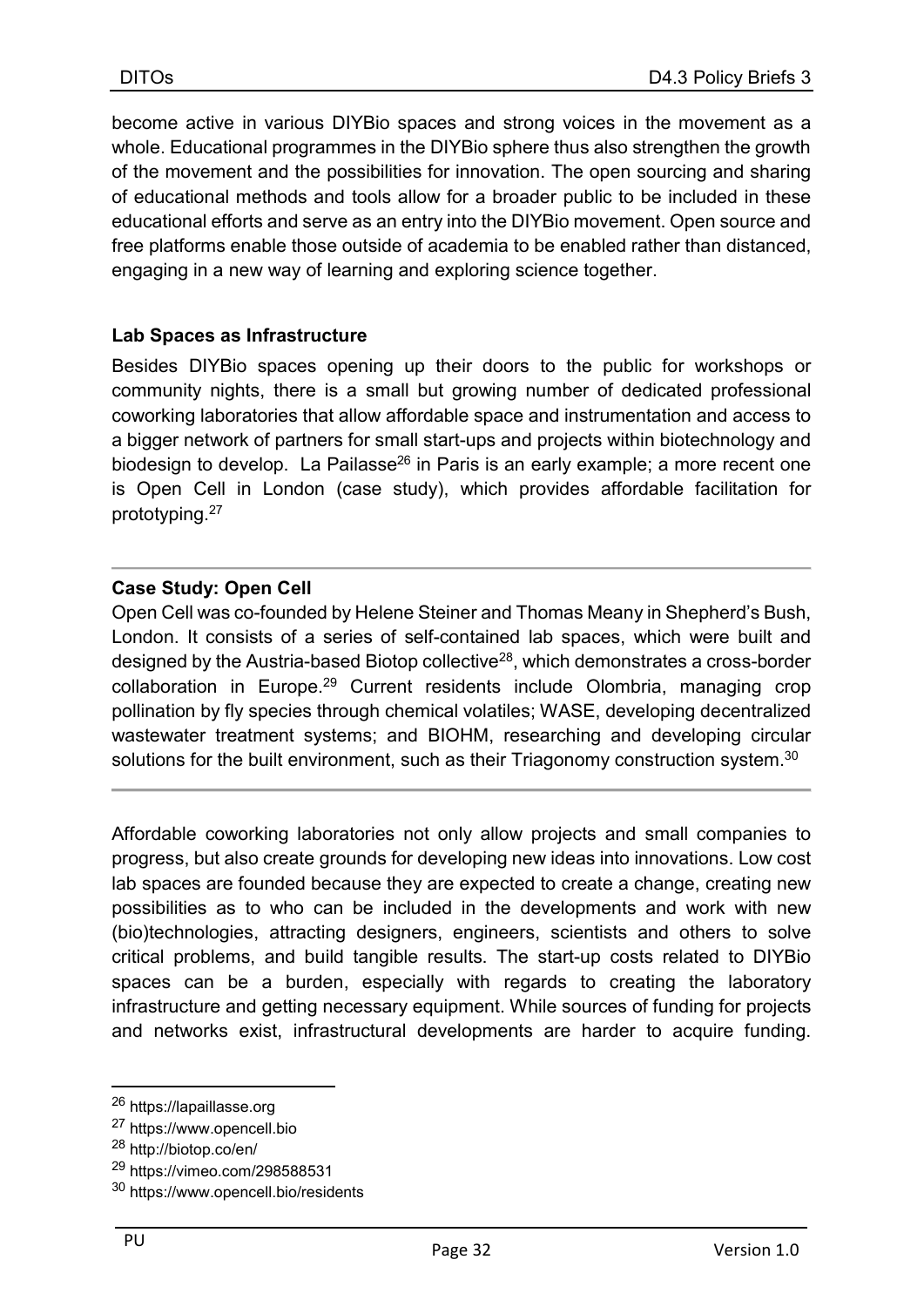become active in various DIYBio spaces and strong voices in the movement as a whole. Educational programmes in the DIYBio sphere thus also strengthen the growth of the movement and the possibilities for innovation. The open sourcing and sharing of educational methods and tools allow for a broader public to be included in these educational efforts and serve as an entry into the DIYBio movement. Open source and free platforms enable those outside of academia to be enabled rather than distanced, engaging in a new way of learning and exploring science together.

**Lab Spaces as Infrastructure**

Besides DIYBio spaces opening up their doors to the public for workshops or community nights, there is a small but growing number of dedicated professional coworking laboratories that allow affordable space and instrumentation and access to a bigger network of partners for small start-ups and projects within biotechnology and biodesign to develop. La Pailasse[26] in Paris is an early example; a more recent one is Open Cell in London (case study), which provides affordable facilitation for prototyping.[27]

---

**Case Study: Open Cell**

Open Cell was co-founded by Helene Steiner and Thomas Meany in Shepherd's Bush, London. It consists of a series of self-contained lab spaces, which were built and designed by the Austria-based Biotop collective[28], which demonstrates a cross-border collaboration in Europe.[29] Current residents include Olombria, managing crop pollination by fly species through chemical volatiles; WASE, developing decentralized wastewater treatment systems; and BIOHM, researching and developing circular solutions for the built environment, such as their Triagonomy construction system.[30]

---

Affordable coworking laboratories not only allow projects and small companies to progress, but also create grounds for developing new ideas into innovations. Low cost lab spaces are founded because they are expected to create a change, creating new possibilities as to who can be included in the developments and work with new (bio)technologies, attracting designers, engineers, scientists and others to solve critical problems, and build tangible results. The start-up costs related to DIYBio spaces can be a burden, especially with regards to creating the laboratory infrastructure and getting necessary equipment. While sources of funding for projects and networks exist, infrastructural developments are harder to acquire funding.

---

[26] https://lapaillasse.org

[27] https://www.opencell.bio

[28] http://biotop.co/en/

[29] https://vimeo.com/298588531

[30] https://www.opencell.bio/residents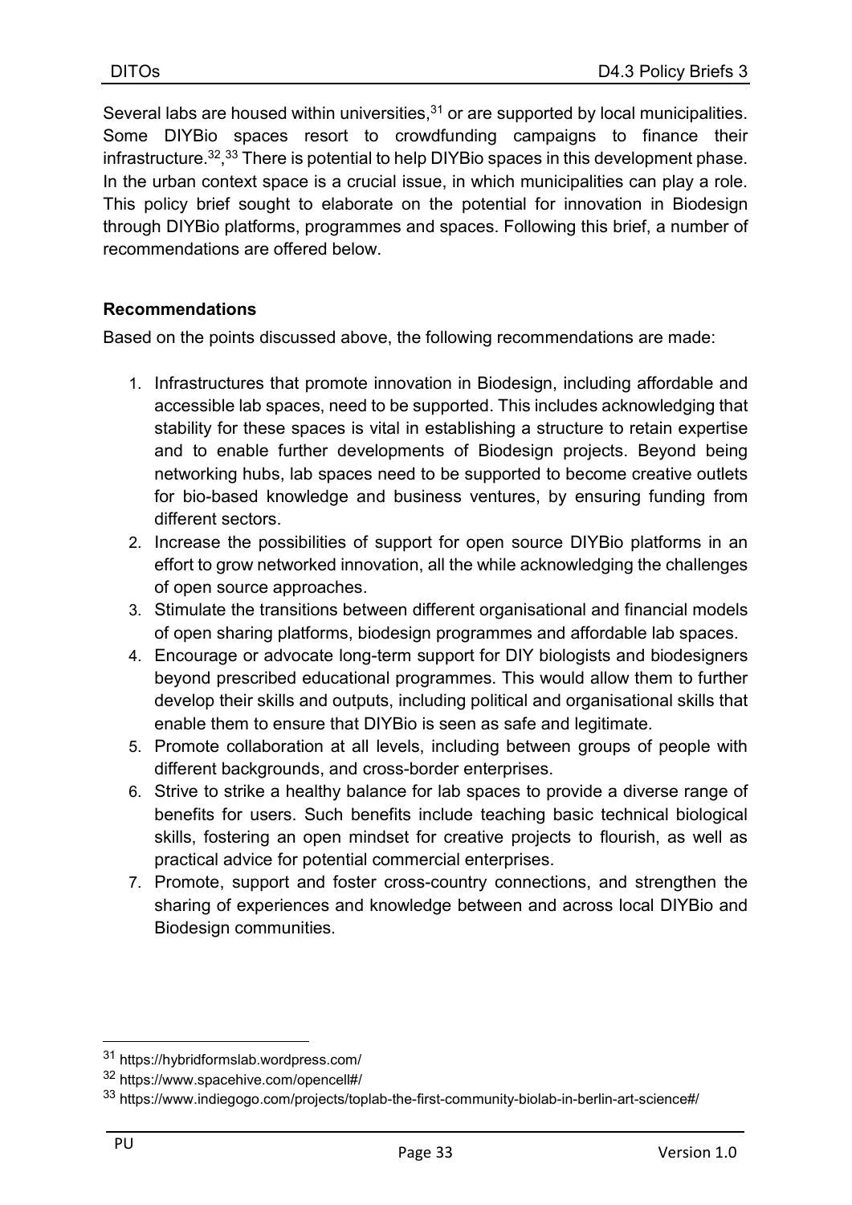Several labs are housed within universities,[31] or are supported by local municipalities. Some DIYBio spaces resort to crowdfunding campaigns to finance their infrastructure.[32],[33] There is potential to help DIYBio spaces in this development phase. In the urban context space is a crucial issue, in which municipalities can play a role. This policy brief sought to elaborate on the potential for innovation in Biodesign through DIYBio platforms, programmes and spaces. Following this brief, a number of recommendations are offered below.

**Recommendations**

Based on the points discussed above, the following recommendations are made:

1. Infrastructures that promote innovation in Biodesign, including affordable and accessible lab spaces, need to be supported. This includes acknowledging that stability for these spaces is vital in establishing a structure to retain expertise and to enable further developments of Biodesign projects. Beyond being networking hubs, lab spaces need to be supported to become creative outlets for bio-based knowledge and business ventures, by ensuring funding from different sectors.
2. Increase the possibilities of support for open source DIYBio platforms in an effort to grow networked innovation, all the while acknowledging the challenges of open source approaches.
3. Stimulate the transitions between different organisational and financial models of open sharing platforms, biodesign programmes and affordable lab spaces.
4. Encourage or advocate long-term support for DIY biologists and biodesigners beyond prescribed educational programmes. This would allow them to further develop their skills and outputs, including political and organisational skills that enable them to ensure that DIYBio is seen as safe and legitimate.
5. Promote collaboration at all levels, including between groups of people with different backgrounds, and cross-border enterprises.
6. Strive to strike a healthy balance for lab spaces to provide a diverse range of benefits for users. Such benefits include teaching basic technical biological skills, fostering an open mindset for creative projects to flourish, as well as practical advice for potential commercial enterprises.
7. Promote, support and foster cross-country connections, and strengthen the sharing of experiences and knowledge between and across local DIYBio and Biodesign communities.

---

[31] https://hybridformslab.wordpress.com/

[32] https://www.spacehive.com/opencell#/

[33] https://www.indiegogo.com/projects/toplab-the-first-community-biolab-in-berlin-art-science#/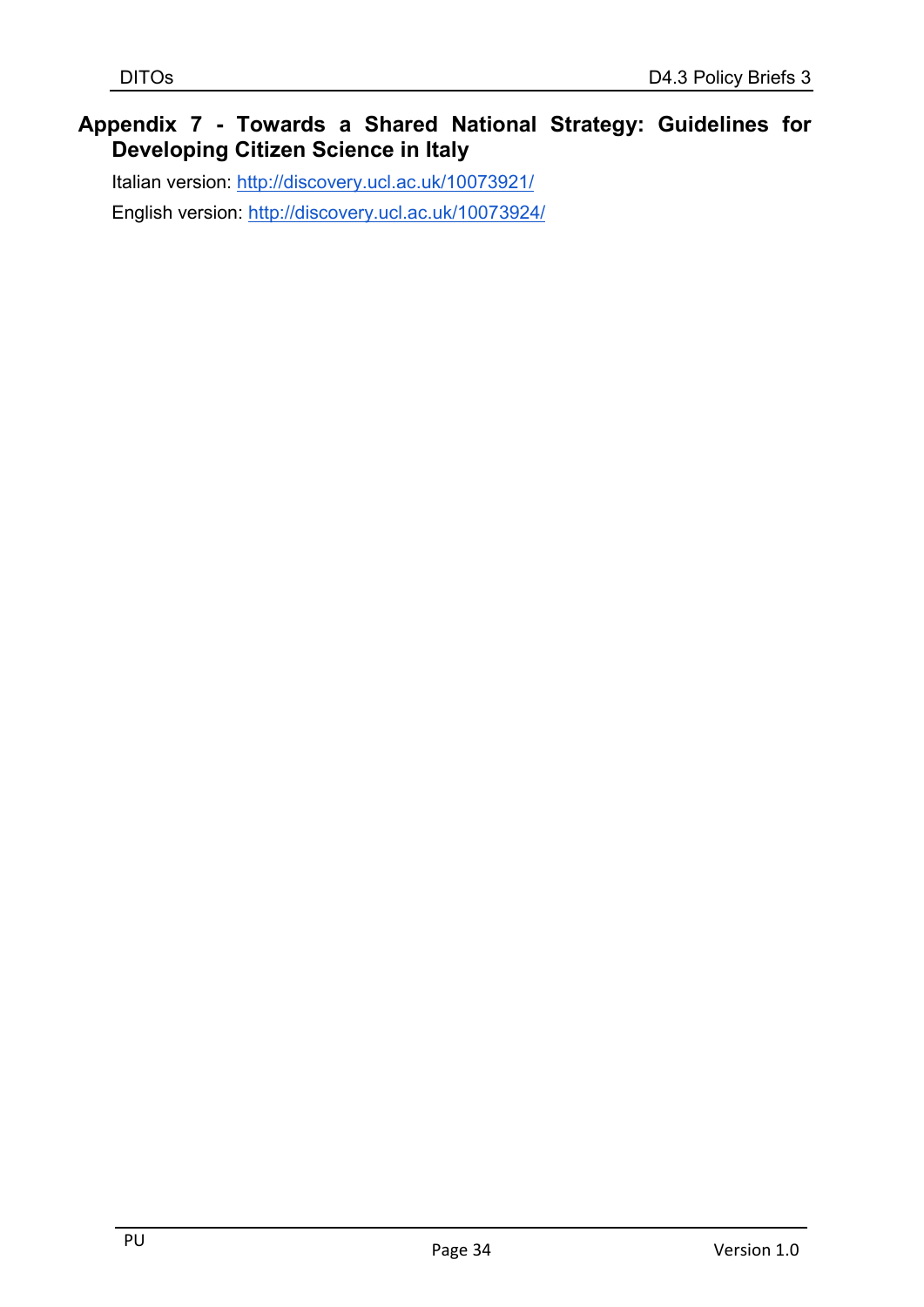## Appendix 7 - Towards a Shared National Strategy: Guidelines for Developing Citizen Science in Italy

Italian version: http://discovery.ucl.ac.uk/10073921/

English version: http://discovery.ucl.ac.uk/10073924/